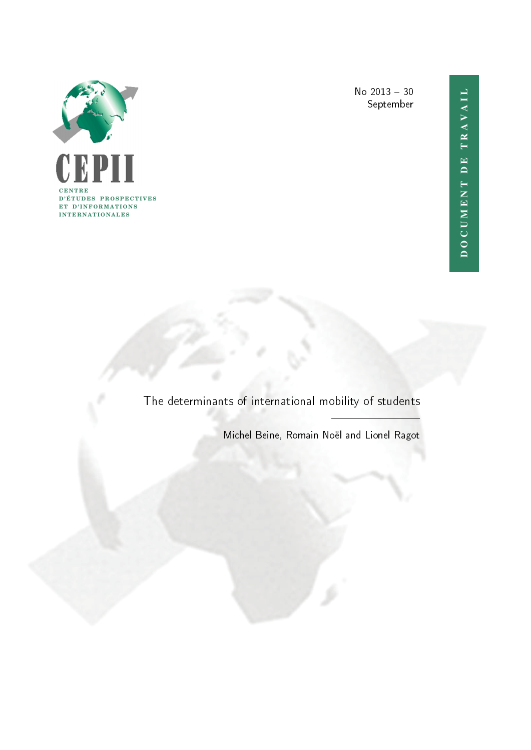CEPII

CENTRE D'ÉTUDES PROSPECTIVES ET D'INFORMATIONS INTERNATIONALES

No 2013 – 30
September

DOCUMENT DE TRAVAIL

# The determinants of international mobility of students

Michel Beine, Romain Noël and Lionel Ragot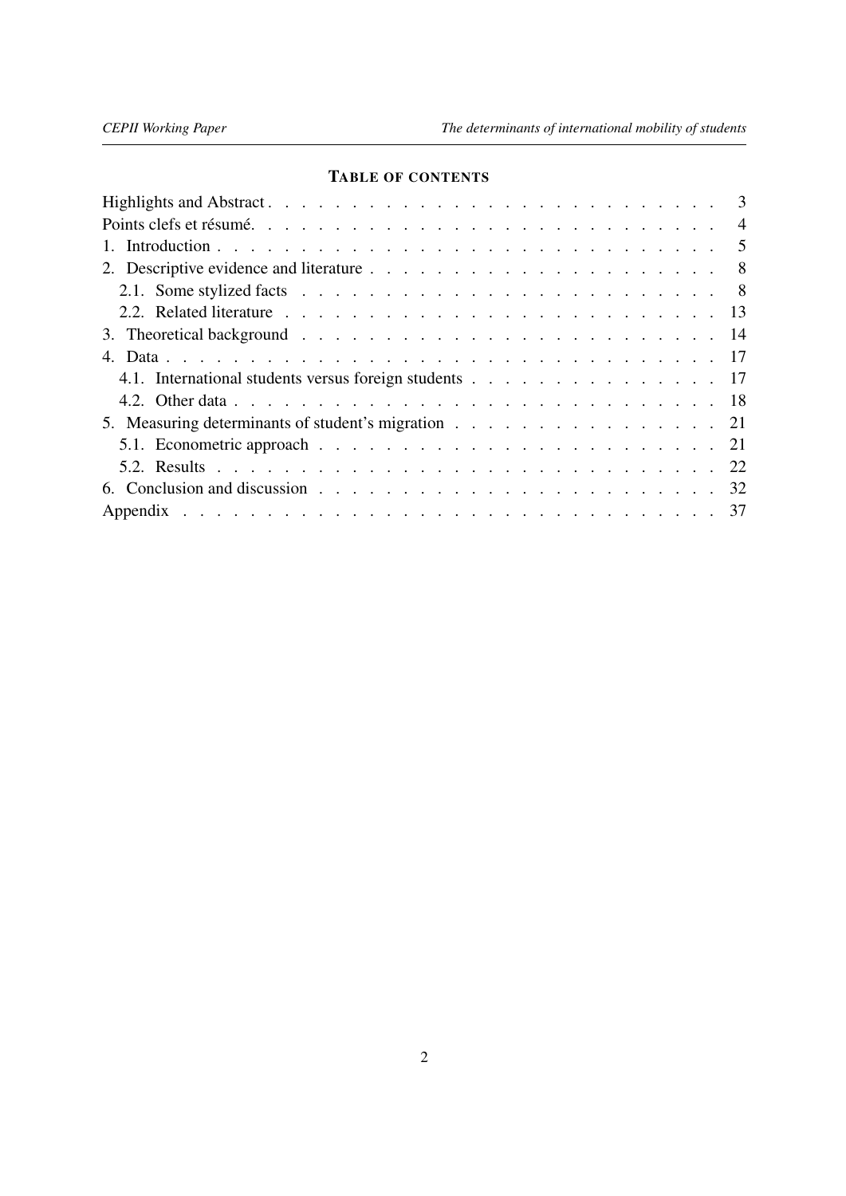## TABLE OF CONTENTS

- Highlights and Abstract . . . . . . . . . . . . . . . . . . . . . . . . . . . . 3
- Points clefs et résumé. . . . . . . . . . . . . . . . . . . . . . . . . . . . 4
- 1. Introduction . . . . . . . . . . . . . . . . . . . . . . . . . . . . . . 5
- 2. Descriptive evidence and literature . . . . . . . . . . . . . . . . . . . . 8
  - 2.1. Some stylized facts . . . . . . . . . . . . . . . . . . . . . . . . . 8
  - 2.2. Related literature . . . . . . . . . . . . . . . . . . . . . . . . . 13
- 3. Theoretical background . . . . . . . . . . . . . . . . . . . . . . . . . 14
- 4. Data . . . . . . . . . . . . . . . . . . . . . . . . . . . . . . . . . 17
  - 4.1. International students versus foreign students . . . . . . . . . . . . . 17
  - 4.2. Other data . . . . . . . . . . . . . . . . . . . . . . . . . . . . . 18
- 5. Measuring determinants of student's migration . . . . . . . . . . . . . . . 21
  - 5.1. Econometric approach . . . . . . . . . . . . . . . . . . . . . . . . 21
  - 5.2. Results . . . . . . . . . . . . . . . . . . . . . . . . . . . . . . 22
- 6. Conclusion and discussion . . . . . . . . . . . . . . . . . . . . . . . . 32
- Appendix . . . . . . . . . . . . . . . . . . . . . . . . . . . . . . . . . 37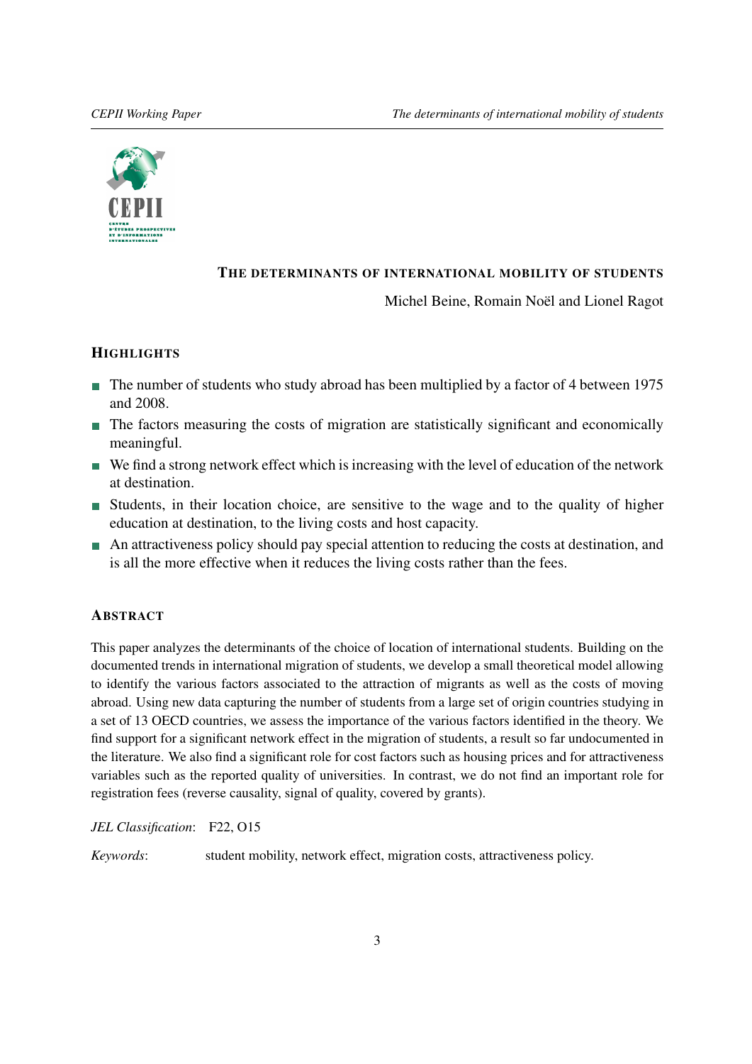# THE DETERMINANTS OF INTERNATIONAL MOBILITY OF STUDENTS

Michel Beine, Romain Noël and Lionel Ragot

## HIGHLIGHTS

- The number of students who study abroad has been multiplied by a factor of 4 between 1975 and 2008.
- The factors measuring the costs of migration are statistically significant and economically meaningful.
- We find a strong network effect which is increasing with the level of education of the network at destination.
- Students, in their location choice, are sensitive to the wage and to the quality of higher education at destination, to the living costs and host capacity.
- An attractiveness policy should pay special attention to reducing the costs at destination, and is all the more effective when it reduces the living costs rather than the fees.

## ABSTRACT

This paper analyzes the determinants of the choice of location of international students. Building on the documented trends in international migration of students, we develop a small theoretical model allowing to identify the various factors associated to the attraction of migrants as well as the costs of moving abroad. Using new data capturing the number of students from a large set of origin countries studying in a set of 13 OECD countries, we assess the importance of the various factors identified in the theory. We find support for a significant network effect in the migration of students, a result so far undocumented in the literature. We also find a significant role for cost factors such as housing prices and for attractiveness variables such as the reported quality of universities. In contrast, we do not find an important role for registration fees (reverse causality, signal of quality, covered by grants).

*JEL Classification*: F22, O15

*Keywords*: student mobility, network effect, migration costs, attractiveness policy.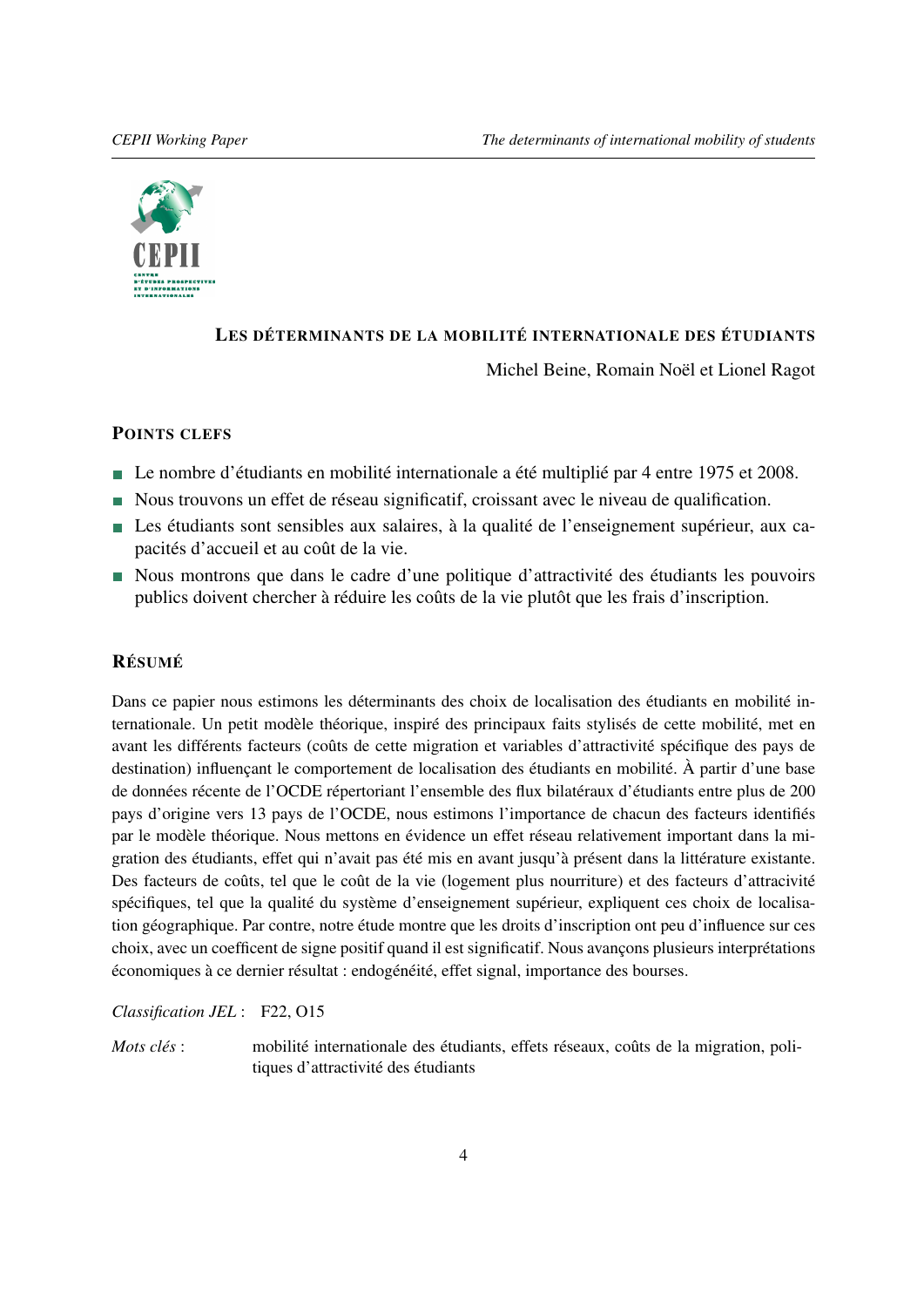## LES DÉTERMINANTS DE LA MOBILITÉ INTERNATIONALE DES ÉTUDIANTS

Michel Beine, Romain Noël et Lionel Ragot

### POINTS CLEFS

- Le nombre d'étudiants en mobilité internationale a été multiplié par 4 entre 1975 et 2008.
- Nous trouvons un effet de réseau significatif, croissant avec le niveau de qualification.
- Les étudiants sont sensibles aux salaires, à la qualité de l'enseignement supérieur, aux capacités d'accueil et au coût de la vie.
- Nous montrons que dans le cadre d'une politique d'attractivité des étudiants les pouvoirs publics doivent chercher à réduire les coûts de la vie plutôt que les frais d'inscription.

### RÉSUMÉ

Dans ce papier nous estimons les déterminants des choix de localisation des étudiants en mobilité internationale. Un petit modèle théorique, inspiré des principaux faits stylisés de cette mobilité, met en avant les différents facteurs (coûts de cette migration et variables d'attractivité spécifique des pays de destination) influençant le comportement de localisation des étudiants en mobilité. À partir d'une base de données récente de l'OCDE répertoriant l'ensemble des flux bilatéraux d'étudiants entre plus de 200 pays d'origine vers 13 pays de l'OCDE, nous estimons l'importance de chacun des facteurs identifiés par le modèle théorique. Nous mettons en évidence un effet réseau relativement important dans la migration des étudiants, effet qui n'avait pas été mis en avant jusqu'à présent dans la littérature existante. Des facteurs de coûts, tel que le coût de la vie (logement plus nourriture) et des facteurs d'attracivité spécifiques, tel que la qualité du système d'enseignement supérieur, expliquent ces choix de localisation géographique. Par contre, notre étude montre que les droits d'inscription ont peu d'influence sur ces choix, avec un coefficent de signe positif quand il est significatif. Nous avançons plusieurs interprétations économiques à ce dernier résultat : endogénéité, effet signal, importance des bourses.

*Classification JEL* : F22, O15

*Mots clés* : mobilité internationale des étudiants, effets réseaux, coûts de la migration, politiques d'attractivité des étudiants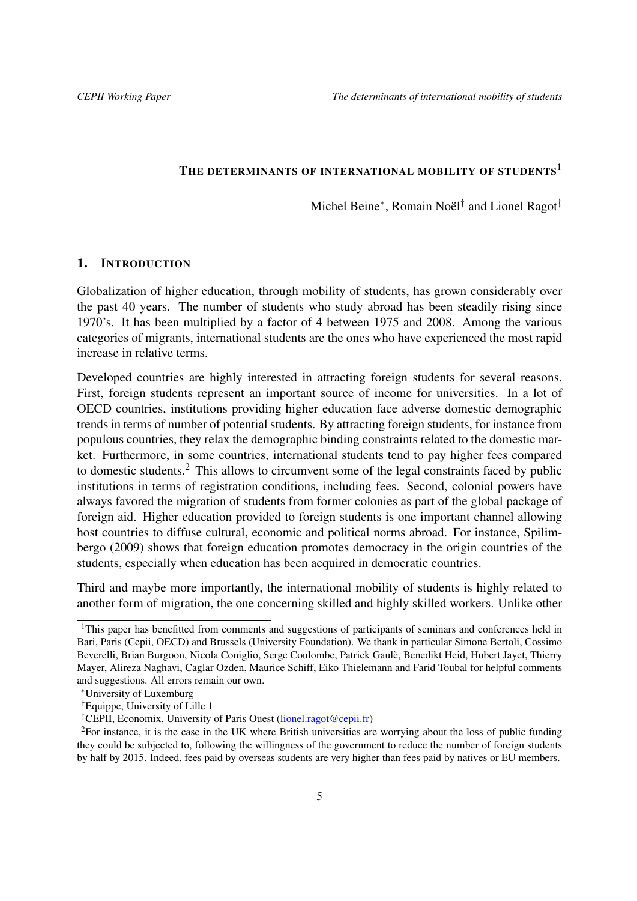# THE DETERMINANTS OF INTERNATIONAL MOBILITY OF STUDENTS[1]

Michel Beine[*], Romain Noël[†] and Lionel Ragot[‡]

## 1. INTRODUCTION

Globalization of higher education, through mobility of students, has grown considerably over the past 40 years. The number of students who study abroad has been steadily rising since 1970's. It has been multiplied by a factor of 4 between 1975 and 2008. Among the various categories of migrants, international students are the ones who have experienced the most rapid increase in relative terms.

Developed countries are highly interested in attracting foreign students for several reasons. First, foreign students represent an important source of income for universities. In a lot of OECD countries, institutions providing higher education face adverse domestic demographic trends in terms of number of potential students. By attracting foreign students, for instance from populous countries, they relax the demographic binding constraints related to the domestic market. Furthermore, in some countries, international students tend to pay higher fees compared to domestic students.[2] This allows to circumvent some of the legal constraints faced by public institutions in terms of registration conditions, including fees. Second, colonial powers have always favored the migration of students from former colonies as part of the global package of foreign aid. Higher education provided to foreign students is one important channel allowing host countries to diffuse cultural, economic and political norms abroad. For instance, Spilimbergo (2009) shows that foreign education promotes democracy in the origin countries of the students, especially when education has been acquired in democratic countries.

Third and maybe more importantly, the international mobility of students is highly related to another form of migration, the one concerning skilled and highly skilled workers. Unlike other

[1] This paper has benefitted from comments and suggestions of participants of seminars and conferences held in Bari, Paris (Cepii, OECD) and Brussels (University Foundation). We thank in particular Simone Bertoli, Cossimo Beverelli, Brian Burgoon, Nicola Coniglio, Serge Coulombe, Patrick Gaulè, Benedikt Heid, Hubert Jayet, Thierry Mayer, Alireza Naghavi, Caglar Ozden, Maurice Schiff, Eiko Thielemann and Farid Toubal for helpful comments and suggestions. All errors remain our own.

[*] University of Luxemburg

[†] Equippe, University of Lille 1

[‡] CEPII, Economix, University of Paris Ouest (lionel.ragot@cepii.fr)

[2] For instance, it is the case in the UK where British universities are worrying about the loss of public funding they could be subjected to, following the willingness of the government to reduce the number of foreign students by half by 2015. Indeed, fees paid by overseas students are very higher than fees paid by natives or EU members.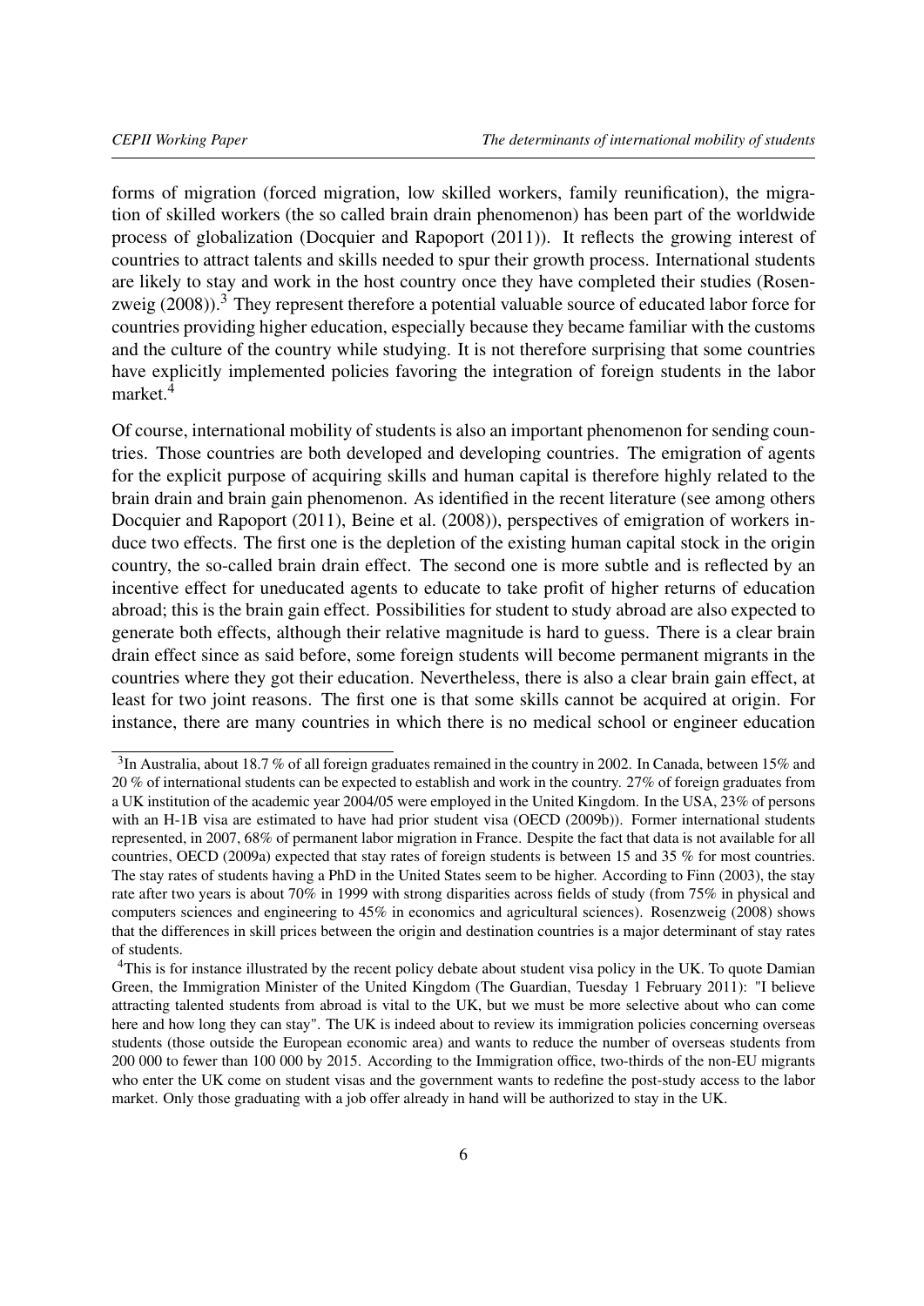forms of migration (forced migration, low skilled workers, family reunification), the migration of skilled workers (the so called brain drain phenomenon) has been part of the worldwide process of globalization (Docquier and Rapoport (2011)). It reflects the growing interest of countries to attract talents and skills needed to spur their growth process. International students are likely to stay and work in the host country once they have completed their studies (Rosenzweig (2008)).[3] They represent therefore a potential valuable source of educated labor force for countries providing higher education, especially because they became familiar with the customs and the culture of the country while studying. It is not therefore surprising that some countries have explicitly implemented policies favoring the integration of foreign students in the labor market.[4]

Of course, international mobility of students is also an important phenomenon for sending countries. Those countries are both developed and developing countries. The emigration of agents for the explicit purpose of acquiring skills and human capital is therefore highly related to the brain drain and brain gain phenomenon. As identified in the recent literature (see among others Docquier and Rapoport (2011), Beine et al. (2008)), perspectives of emigration of workers induce two effects. The first one is the depletion of the existing human capital stock in the origin country, the so-called brain drain effect. The second one is more subtle and is reflected by an incentive effect for uneducated agents to educate to take profit of higher returns of education abroad; this is the brain gain effect. Possibilities for student to study abroad are also expected to generate both effects, although their relative magnitude is hard to guess. There is a clear brain drain effect since as said before, some foreign students will become permanent migrants in the countries where they got their education. Nevertheless, there is also a clear brain gain effect, at least for two joint reasons. The first one is that some skills cannot be acquired at origin. For instance, there are many countries in which there is no medical school or engineer education

[3] In Australia, about 18.7 % of all foreign graduates remained in the country in 2002. In Canada, between 15% and 20 % of international students can be expected to establish and work in the country. 27% of foreign graduates from a UK institution of the academic year 2004/05 were employed in the United Kingdom. In the USA, 23% of persons with an H-1B visa are estimated to have had prior student visa (OECD (2009b)). Former international students represented, in 2007, 68% of permanent labor migration in France. Despite the fact that data is not available for all countries, OECD (2009a) expected that stay rates of foreign students is between 15 and 35 % for most countries. The stay rates of students having a PhD in the United States seem to be higher. According to Finn (2003), the stay rate after two years is about 70% in 1999 with strong disparities across fields of study (from 75% in physical and computers sciences and engineering to 45% in economics and agricultural sciences). Rosenzweig (2008) shows that the differences in skill prices between the origin and destination countries is a major determinant of stay rates of students.

[4] This is for instance illustrated by the recent policy debate about student visa policy in the UK. To quote Damian Green, the Immigration Minister of the United Kingdom (The Guardian, Tuesday 1 February 2011): "I believe attracting talented students from abroad is vital to the UK, but we must be more selective about who can come here and how long they can stay". The UK is indeed about to review its immigration policies concerning overseas students (those outside the European economic area) and wants to reduce the number of overseas students from 200 000 to fewer than 100 000 by 2015. According to the Immigration office, two-thirds of the non-EU migrants who enter the UK come on student visas and the government wants to redefine the post-study access to the labor market. Only those graduating with a job offer already in hand will be authorized to stay in the UK.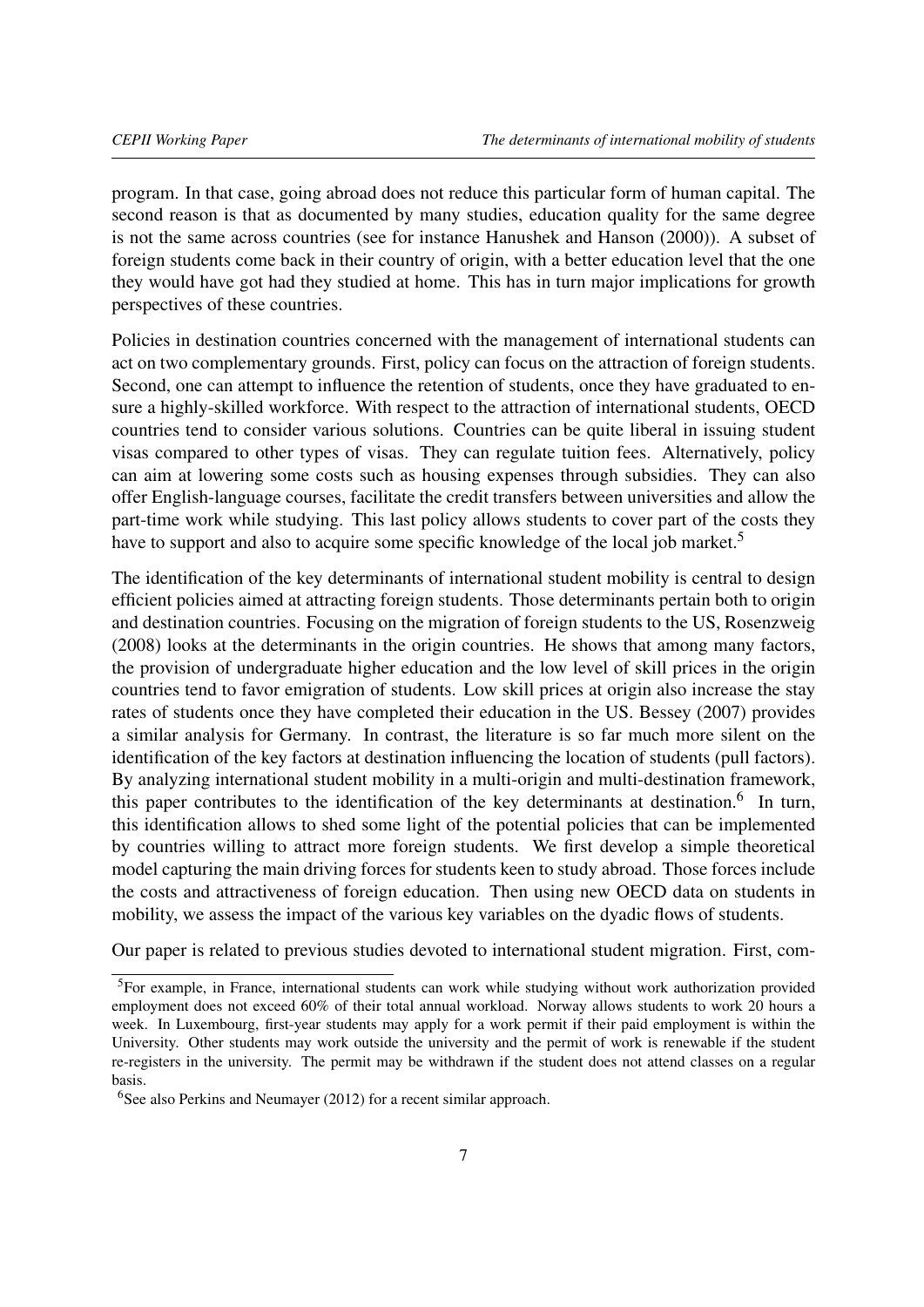program. In that case, going abroad does not reduce this particular form of human capital. The second reason is that as documented by many studies, education quality for the same degree is not the same across countries (see for instance Hanushek and Hanson (2000)). A subset of foreign students come back in their country of origin, with a better education level that the one they would have got had they studied at home. This has in turn major implications for growth perspectives of these countries.

Policies in destination countries concerned with the management of international students can act on two complementary grounds. First, policy can focus on the attraction of foreign students. Second, one can attempt to influence the retention of students, once they have graduated to ensure a highly-skilled workforce. With respect to the attraction of international students, OECD countries tend to consider various solutions. Countries can be quite liberal in issuing student visas compared to other types of visas. They can regulate tuition fees. Alternatively, policy can aim at lowering some costs such as housing expenses through subsidies. They can also offer English-language courses, facilitate the credit transfers between universities and allow the part-time work while studying. This last policy allows students to cover part of the costs they have to support and also to acquire some specific knowledge of the local job market.[5]

The identification of the key determinants of international student mobility is central to design efficient policies aimed at attracting foreign students. Those determinants pertain both to origin and destination countries. Focusing on the migration of foreign students to the US, Rosenzweig (2008) looks at the determinants in the origin countries. He shows that among many factors, the provision of undergraduate higher education and the low level of skill prices in the origin countries tend to favor emigration of students. Low skill prices at origin also increase the stay rates of students once they have completed their education in the US. Bessey (2007) provides a similar analysis for Germany. In contrast, the literature is so far much more silent on the identification of the key factors at destination influencing the location of students (pull factors). By analyzing international student mobility in a multi-origin and multi-destination framework, this paper contributes to the identification of the key determinants at destination.[6] In turn, this identification allows to shed some light of the potential policies that can be implemented by countries willing to attract more foreign students. We first develop a simple theoretical model capturing the main driving forces for students keen to study abroad. Those forces include the costs and attractiveness of foreign education. Then using new OECD data on students in mobility, we assess the impact of the various key variables on the dyadic flows of students.

Our paper is related to previous studies devoted to international student migration. First, com-

[5] For example, in France, international students can work while studying without work authorization provided employment does not exceed 60% of their total annual workload. Norway allows students to work 20 hours a week. In Luxembourg, first-year students may apply for a work permit if their paid employment is within the University. Other students may work outside the university and the permit of work is renewable if the student re-registers in the university. The permit may be withdrawn if the student does not attend classes on a regular basis.

[6] See also Perkins and Neumayer (2012) for a recent similar approach.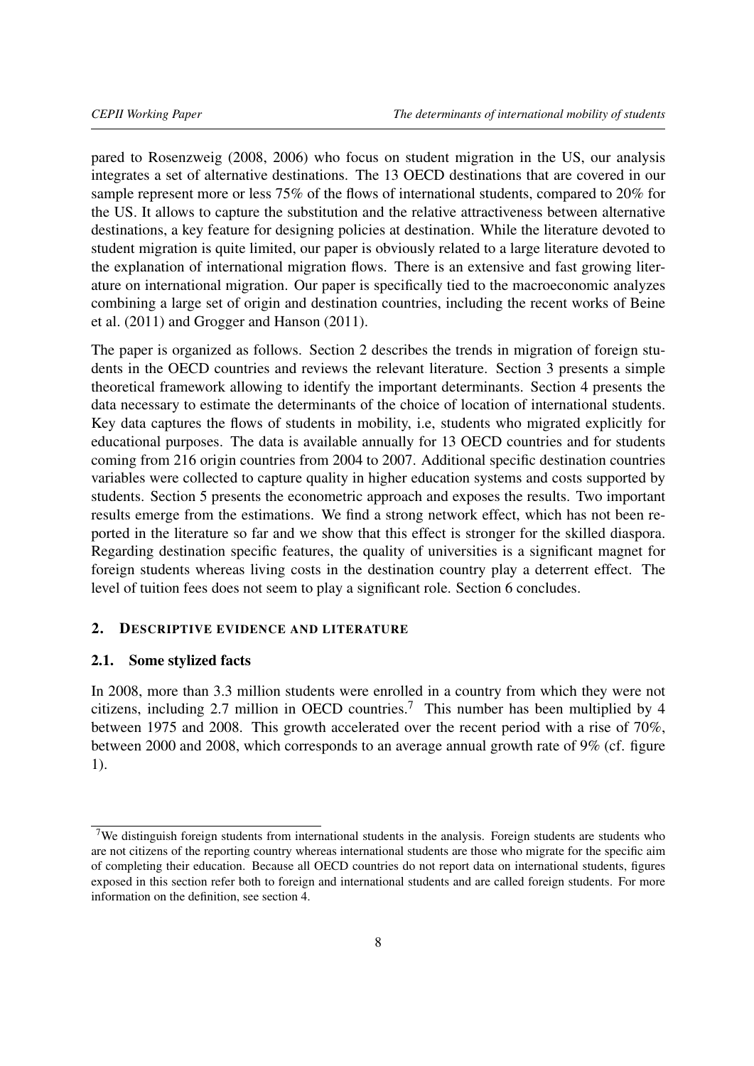pared to Rosenzweig (2008, 2006) who focus on student migration in the US, our analysis integrates a set of alternative destinations. The 13 OECD destinations that are covered in our sample represent more or less 75% of the flows of international students, compared to 20% for the US. It allows to capture the substitution and the relative attractiveness between alternative destinations, a key feature for designing policies at destination. While the literature devoted to student migration is quite limited, our paper is obviously related to a large literature devoted to the explanation of international migration flows. There is an extensive and fast growing literature on international migration. Our paper is specifically tied to the macroeconomic analyzes combining a large set of origin and destination countries, including the recent works of Beine et al. (2011) and Grogger and Hanson (2011).

The paper is organized as follows. Section 2 describes the trends in migration of foreign students in the OECD countries and reviews the relevant literature. Section 3 presents a simple theoretical framework allowing to identify the important determinants. Section 4 presents the data necessary to estimate the determinants of the choice of location of international students. Key data captures the flows of students in mobility, i.e, students who migrated explicitly for educational purposes. The data is available annually for 13 OECD countries and for students coming from 216 origin countries from 2004 to 2007. Additional specific destination countries variables were collected to capture quality in higher education systems and costs supported by students. Section 5 presents the econometric approach and exposes the results. Two important results emerge from the estimations. We find a strong network effect, which has not been reported in the literature so far and we show that this effect is stronger for the skilled diaspora. Regarding destination specific features, the quality of universities is a significant magnet for foreign students whereas living costs in the destination country play a deterrent effect. The level of tuition fees does not seem to play a significant role. Section 6 concludes.

## 2. Descriptive evidence and literature

### 2.1. Some stylized facts

In 2008, more than 3.3 million students were enrolled in a country from which they were not citizens, including 2.7 million in OECD countries.[7] This number has been multiplied by 4 between 1975 and 2008. This growth accelerated over the recent period with a rise of 70%, between 2000 and 2008, which corresponds to an average annual growth rate of 9% (cf. figure 1).

---

[7] We distinguish foreign students from international students in the analysis. Foreign students are students who are not citizens of the reporting country whereas international students are those who migrate for the specific aim of completing their education. Because all OECD countries do not report data on international students, figures exposed in this section refer both to foreign and international students and are called foreign students. For more information on the definition, see section 4.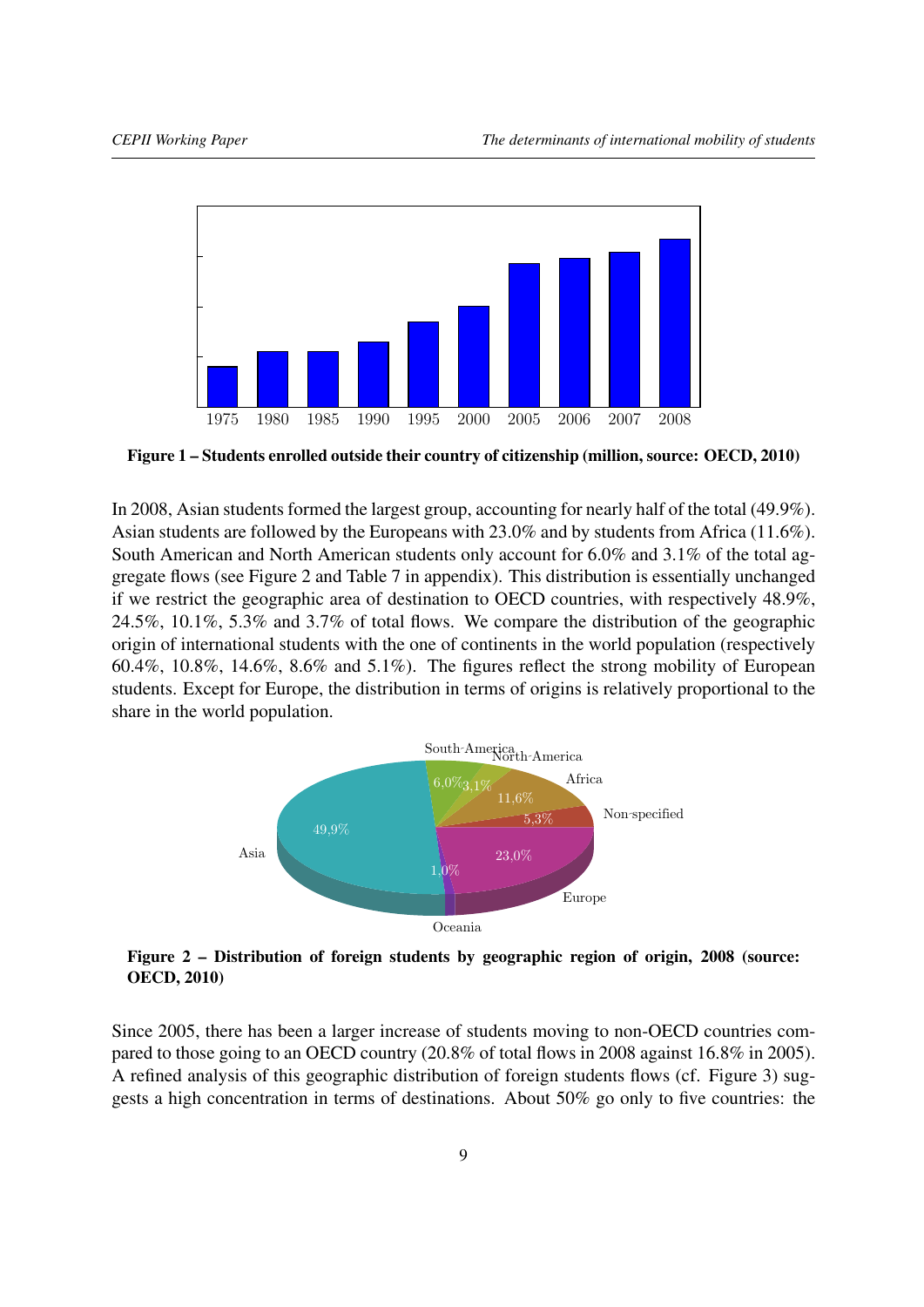Figure 1 – Students enrolled outside their country of citizenship (million, source: OECD, 2010)

In 2008, Asian students formed the largest group, accounting for nearly half of the total (49.9%). Asian students are followed by the Europeans with 23.0% and by students from Africa (11.6%). South American and North American students only account for 6.0% and 3.1% of the total aggregate flows (see Figure 2 and Table 7 in appendix). This distribution is essentially unchanged if we restrict the geographic area of destination to OECD countries, with respectively 48.9%, 24.5%, 10.1%, 5.3% and 3.7% of total flows. We compare the distribution of the geographic origin of international students with the one of continents in the world population (respectively 60.4%, 10.8%, 14.6%, 8.6% and 5.1%). The figures reflect the strong mobility of European students. Except for Europe, the distribution in terms of origins is relatively proportional to the share in the world population.

Figure 2 – Distribution of foreign students by geographic region of origin, 2008 (source: OECD, 2010)

Since 2005, there has been a larger increase of students moving to non-OECD countries compared to those going to an OECD country (20.8% of total flows in 2008 against 16.8% in 2005). A refined analysis of this geographic distribution of foreign students flows (cf. Figure 3) suggests a high concentration in terms of destinations. About 50% go only to five countries: the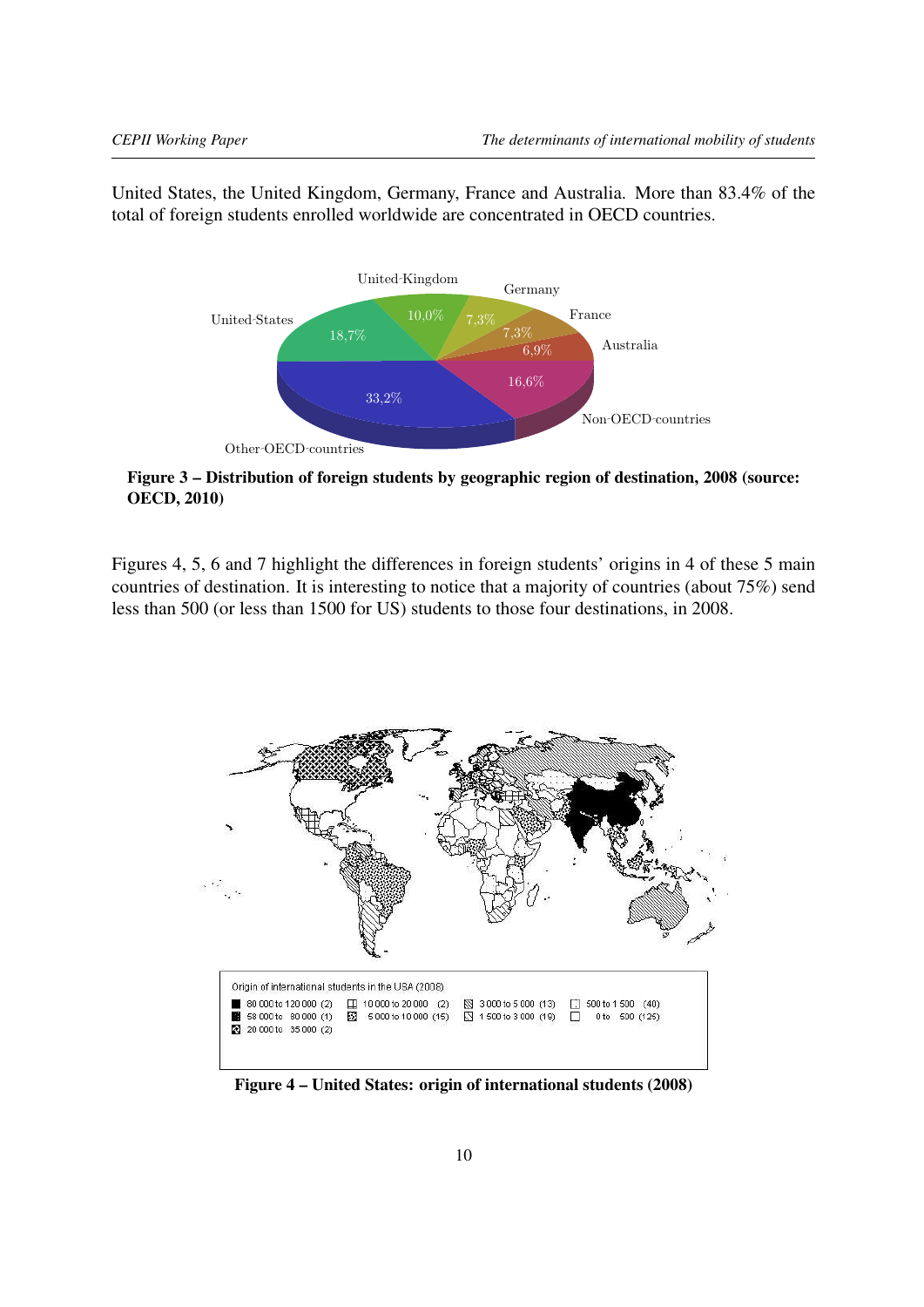United States, the United Kingdom, Germany, France and Australia. More than 83.4% of the total of foreign students enrolled worldwide are concentrated in OECD countries.

**Figure 3 – Distribution of foreign students by geographic region of destination, 2008 (source: OECD, 2010)**

Figures 4, 5, 6 and 7 highlight the differences in foreign students' origins in 4 of these 5 main countries of destination. It is interesting to notice that a majority of countries (about 75%) send less than 500 (or less than 1500 for US) students to those four destinations, in 2008.

**Figure 4 – United States: origin of international students (2008)**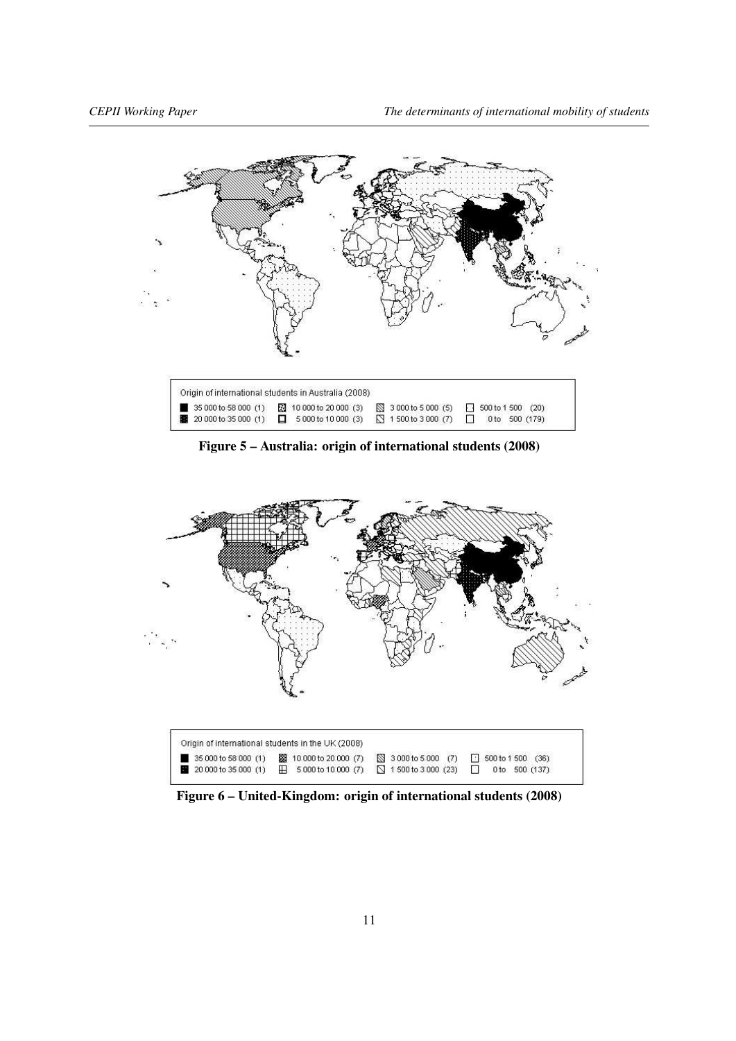Origin of international students in Australia (2008)

| | | | |
|---|---|---|---|
| 35 000 to 58 000 (1) | 10 000 to 20 000 (3) | 3 000 to 5 000 (5) | 500 to 1 500 (20) |
| 20 000 to 35 000 (1) | 5 000 to 10 000 (3) | 1 500 to 3 000 (7) | 0 to 500 (179) |

**Figure 5 – Australia: origin of international students (2008)**

Origin of international students in the UK (2008)

| | | | |
|---|---|---|---|
| 35 000 to 58 000 (1) | 10 000 to 20 000 (7) | 3 000 to 5 000 (7) | 500 to 1 500 (36) |
| 20 000 to 35 000 (1) | 5 000 to 10 000 (7) | 1 500 to 3 000 (23) | 0 to 500 (137) |

**Figure 6 – United-Kingdom: origin of international students (2008)**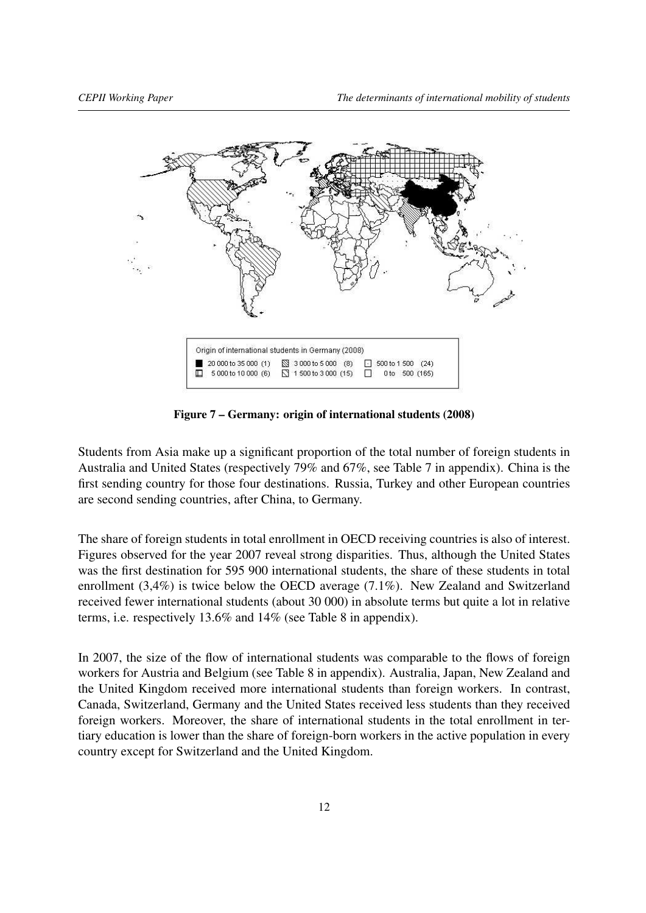Origin of international students in Germany (2008)

- 20 000 to 35 000 (1)
- 5 000 to 10 000 (6)
- 3 000 to 5 000 (8)
- 1 500 to 3 000 (15)
- 500 to 1 500 (24)
- 0 to 500 (165)

**Figure 7 – Germany: origin of international students (2008)**

Students from Asia make up a significant proportion of the total number of foreign students in Australia and United States (respectively 79% and 67%, see Table 7 in appendix). China is the first sending country for those four destinations. Russia, Turkey and other European countries are second sending countries, after China, to Germany.

The share of foreign students in total enrollment in OECD receiving countries is also of interest. Figures observed for the year 2007 reveal strong disparities. Thus, although the United States was the first destination for 595 900 international students, the share of these students in total enrollment (3,4%) is twice below the OECD average (7.1%). New Zealand and Switzerland received fewer international students (about 30 000) in absolute terms but quite a lot in relative terms, i.e. respectively 13.6% and 14% (see Table 8 in appendix).

In 2007, the size of the flow of international students was comparable to the flows of foreign workers for Austria and Belgium (see Table 8 in appendix). Australia, Japan, New Zealand and the United Kingdom received more international students than foreign workers. In contrast, Canada, Switzerland, Germany and the United States received less students than they received foreign workers. Moreover, the share of international students in the total enrollment in tertiary education is lower than the share of foreign-born workers in the active population in every country except for Switzerland and the United Kingdom.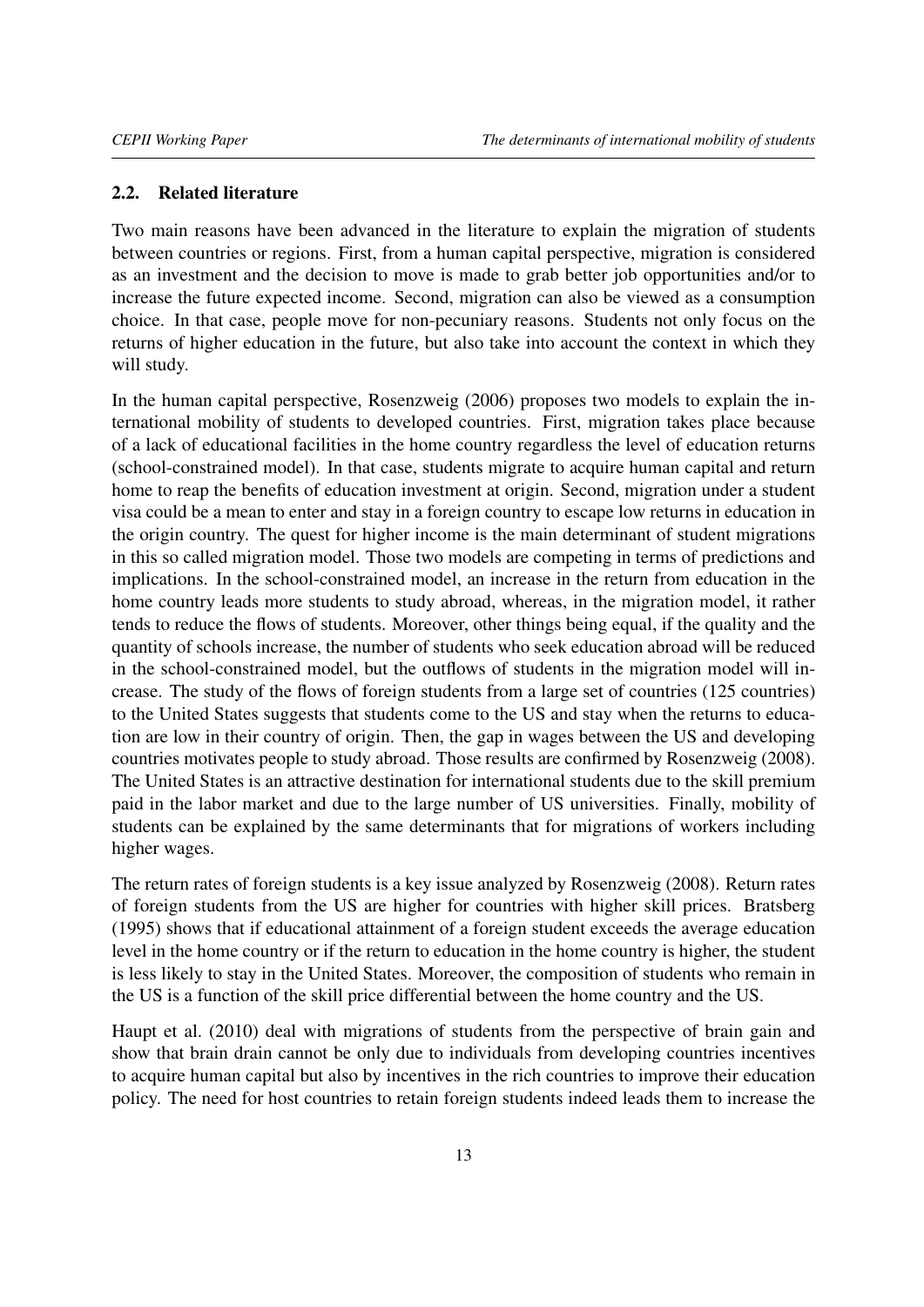## 2.2. Related literature

Two main reasons have been advanced in the literature to explain the migration of students between countries or regions. First, from a human capital perspective, migration is considered as an investment and the decision to move is made to grab better job opportunities and/or to increase the future expected income. Second, migration can also be viewed as a consumption choice. In that case, people move for non-pecuniary reasons. Students not only focus on the returns of higher education in the future, but also take into account the context in which they will study.

In the human capital perspective, Rosenzweig (2006) proposes two models to explain the international mobility of students to developed countries. First, migration takes place because of a lack of educational facilities in the home country regardless the level of education returns (school-constrained model). In that case, students migrate to acquire human capital and return home to reap the benefits of education investment at origin. Second, migration under a student visa could be a mean to enter and stay in a foreign country to escape low returns in education in the origin country. The quest for higher income is the main determinant of student migrations in this so called migration model. Those two models are competing in terms of predictions and implications. In the school-constrained model, an increase in the return from education in the home country leads more students to study abroad, whereas, in the migration model, it rather tends to reduce the flows of students. Moreover, other things being equal, if the quality and the quantity of schools increase, the number of students who seek education abroad will be reduced in the school-constrained model, but the outflows of students in the migration model will increase. The study of the flows of foreign students from a large set of countries (125 countries) to the United States suggests that students come to the US and stay when the returns to education are low in their country of origin. Then, the gap in wages between the US and developing countries motivates people to study abroad. Those results are confirmed by Rosenzweig (2008). The United States is an attractive destination for international students due to the skill premium paid in the labor market and due to the large number of US universities. Finally, mobility of students can be explained by the same determinants that for migrations of workers including higher wages.

The return rates of foreign students is a key issue analyzed by Rosenzweig (2008). Return rates of foreign students from the US are higher for countries with higher skill prices. Bratsberg (1995) shows that if educational attainment of a foreign student exceeds the average education level in the home country or if the return to education in the home country is higher, the student is less likely to stay in the United States. Moreover, the composition of students who remain in the US is a function of the skill price differential between the home country and the US.

Haupt et al. (2010) deal with migrations of students from the perspective of brain gain and show that brain drain cannot be only due to individuals from developing countries incentives to acquire human capital but also by incentives in the rich countries to improve their education policy. The need for host countries to retain foreign students indeed leads them to increase the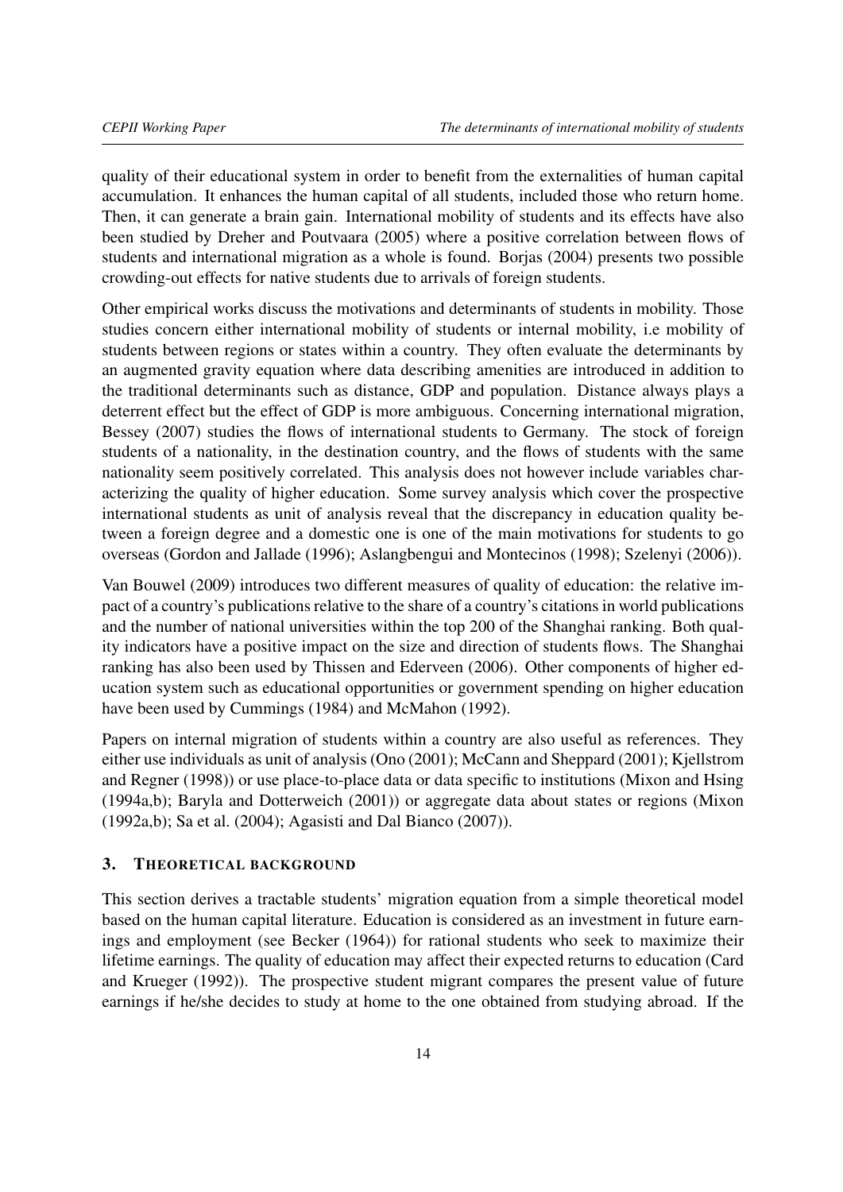quality of their educational system in order to benefit from the externalities of human capital accumulation. It enhances the human capital of all students, included those who return home. Then, it can generate a brain gain. International mobility of students and its effects have also been studied by Dreher and Poutvaara (2005) where a positive correlation between flows of students and international migration as a whole is found. Borjas (2004) presents two possible crowding-out effects for native students due to arrivals of foreign students.

Other empirical works discuss the motivations and determinants of students in mobility. Those studies concern either international mobility of students or internal mobility, i.e mobility of students between regions or states within a country. They often evaluate the determinants by an augmented gravity equation where data describing amenities are introduced in addition to the traditional determinants such as distance, GDP and population. Distance always plays a deterrent effect but the effect of GDP is more ambiguous. Concerning international migration, Bessey (2007) studies the flows of international students to Germany. The stock of foreign students of a nationality, in the destination country, and the flows of students with the same nationality seem positively correlated. This analysis does not however include variables characterizing the quality of higher education. Some survey analysis which cover the prospective international students as unit of analysis reveal that the discrepancy in education quality between a foreign degree and a domestic one is one of the main motivations for students to go overseas (Gordon and Jallade (1996); Aslangbengui and Montecinos (1998); Szelenyi (2006)).

Van Bouwel (2009) introduces two different measures of quality of education: the relative impact of a country's publications relative to the share of a country's citations in world publications and the number of national universities within the top 200 of the Shanghai ranking. Both quality indicators have a positive impact on the size and direction of students flows. The Shanghai ranking has also been used by Thissen and Ederveen (2006). Other components of higher education system such as educational opportunities or government spending on higher education have been used by Cummings (1984) and McMahon (1992).

Papers on internal migration of students within a country are also useful as references. They either use individuals as unit of analysis (Ono (2001); McCann and Sheppard (2001); Kjellstrom and Regner (1998)) or use place-to-place data or data specific to institutions (Mixon and Hsing (1994a,b); Baryla and Dotterweich (2001)) or aggregate data about states or regions (Mixon (1992a,b); Sa et al. (2004); Agasisti and Dal Bianco (2007)).

## 3. Theoretical background

This section derives a tractable students' migration equation from a simple theoretical model based on the human capital literature. Education is considered as an investment in future earnings and employment (see Becker (1964)) for rational students who seek to maximize their lifetime earnings. The quality of education may affect their expected returns to education (Card and Krueger (1992)). The prospective student migrant compares the present value of future earnings if he/she decides to study at home to the one obtained from studying abroad. If the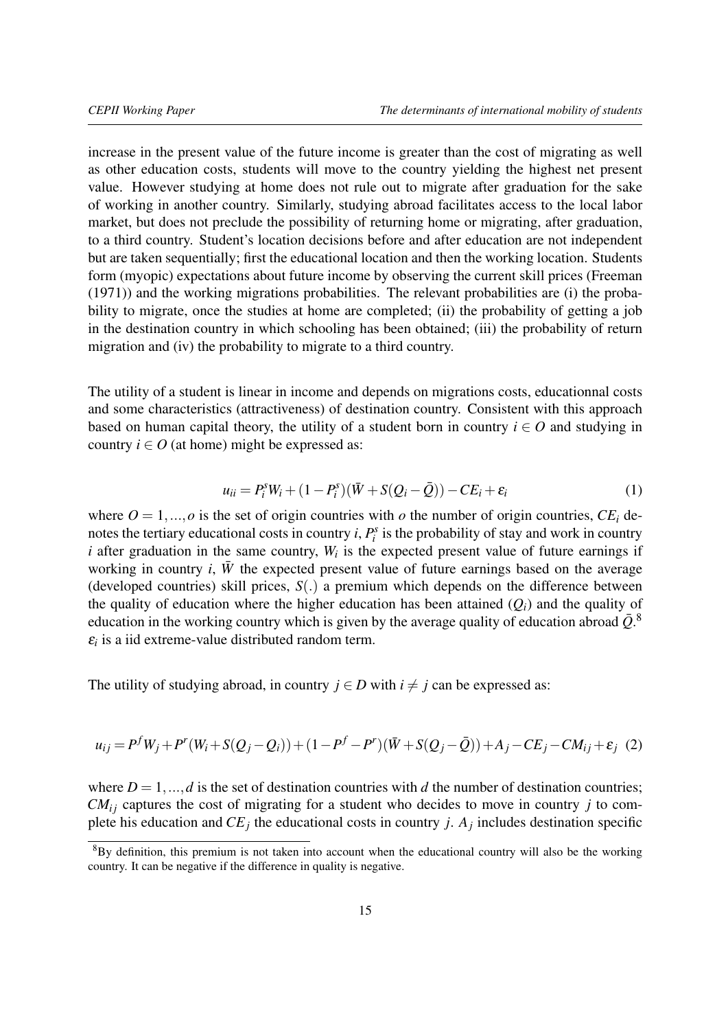increase in the present value of the future income is greater than the cost of migrating as well as other education costs, students will move to the country yielding the highest net present value. However studying at home does not rule out to migrate after graduation for the sake of working in another country. Similarly, studying abroad facilitates access to the local labor market, but does not preclude the possibility of returning home or migrating, after graduation, to a third country. Student's location decisions before and after education are not independent but are taken sequentially; first the educational location and then the working location. Students form (myopic) expectations about future income by observing the current skill prices (Freeman (1971)) and the working migrations probabilities. The relevant probabilities are (i) the probability to migrate, once the studies at home are completed; (ii) the probability of getting a job in the destination country in which schooling has been obtained; (iii) the probability of return migration and (iv) the probability to migrate to a third country.

The utility of a student is linear in income and depends on migrations costs, educationnal costs and some characteristics (attractiveness) of destination country. Consistent with this approach based on human capital theory, the utility of a student born in country $i \in O$ and studying in country $i \in O$ (at home) might be expressed as:

$$u_{ii} = P_i^s W_i + (1 - P_i^s)(\bar{W} + S(Q_i - \bar{Q})) - CE_i + \varepsilon_i \tag{1}$$

where $O = 1, ..., o$ is the set of origin countries with $o$ the number of origin countries, $CE_i$ denotes the tertiary educational costs in country $i$, $P_i^s$ is the probability of stay and work in country $i$ after graduation in the same country, $W_i$ is the expected present value of future earnings if working in country $i$, $\bar{W}$ the expected present value of future earnings based on the average (developed countries) skill prices, $S(.)$ a premium which depends on the difference between the quality of education where the higher education has been attained ($Q_i$) and the quality of education in the working country which is given by the average quality of education abroad $\bar{Q}$.[8] $\varepsilon_i$ is a iid extreme-value distributed random term.

The utility of studying abroad, in country $j \in D$ with $i \neq j$ can be expressed as:

$$u_{ij} = P^f W_j + P^r (W_i + S(Q_j - Q_i)) + (1 - P^f - P^r)(\bar{W} + S(Q_j - \bar{Q})) + A_j - CE_j - CM_{ij} + \varepsilon_j \tag{2}$$

where $D = 1, ..., d$ is the set of destination countries with $d$ the number of destination countries; $CM_{ij}$ captures the cost of migrating for a student who decides to move in country $j$ to complete his education and $CE_j$ the educational costs in country $j$. $A_j$ includes destination specific

[8] By definition, this premium is not taken into account when the educational country will also be the working country. It can be negative if the difference in quality is negative.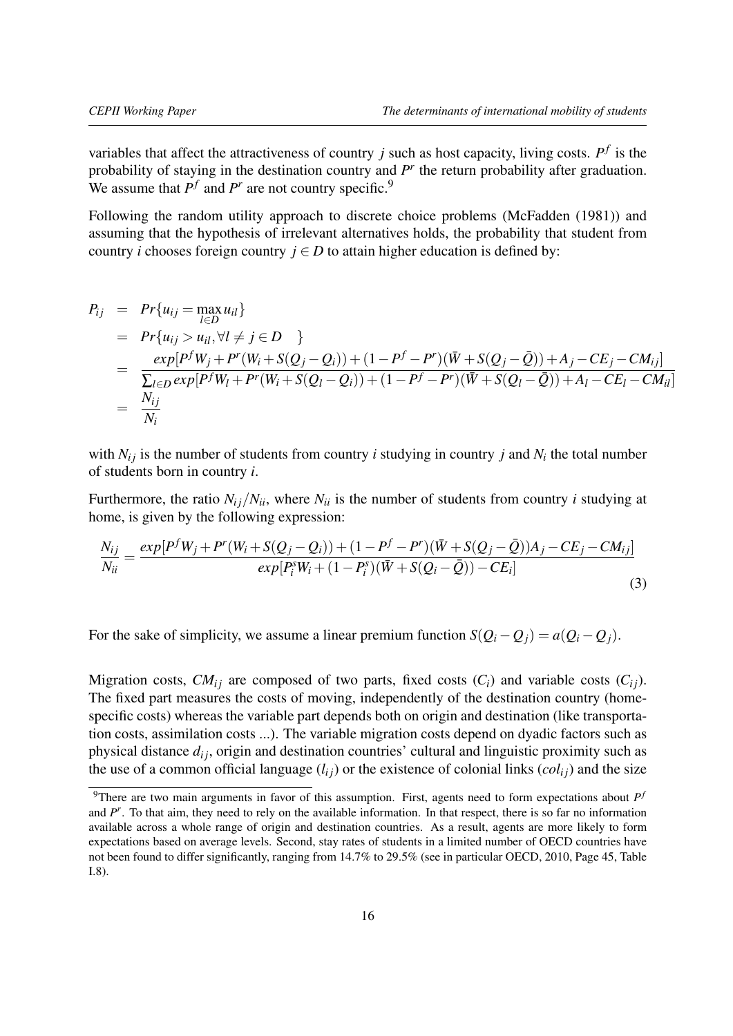variables that affect the attractiveness of country $j$ such as host capacity, living costs. $P^f$ is the probability of staying in the destination country and $P^r$ the return probability after graduation. We assume that $P^f$ and $P^r$ are not country specific.[9]

Following the random utility approach to discrete choice problems (McFadden (1981)) and assuming that the hypothesis of irrelevant alternatives holds, the probability that student from country $i$ chooses foreign country $j \in D$ to attain higher education is defined by:

$$
\begin{aligned}
P_{ij} &= Pr\{u_{ij} = \max_{l \in D} u_{il}\} \\
&= Pr\{u_{ij} > u_{il}, \forall l \neq j \in D \quad \} \\
&= \frac{exp[P^f W_j + P^r(W_i + S(Q_j - Q_i)) + (1 - P^f - P^r)(\bar{W} + S(Q_j - \bar{Q})) + A_j - CE_j - CM_{ij}]}{\sum_{l \in D} exp[P^f W_l + P^r(W_i + S(Q_l - Q_i)) + (1 - P^f - P^r)(\bar{W} + S(Q_l - \bar{Q})) + A_l - CE_l - CM_{il}]} \\
&= \frac{N_{ij}}{N_i}
\end{aligned}
$$

with $N_{ij}$ is the number of students from country $i$ studying in country $j$ and $N_i$ the total number of students born in country $i$.

Furthermore, the ratio $N_{ij}/N_{ii}$, where $N_{ii}$ is the number of students from country $i$ studying at home, is given by the following expression:

$$
\frac{N_{ij}}{N_{ii}} = \frac{exp[P^f W_j + P^r(W_i + S(Q_j - Q_i)) + (1 - P^f - P^r)(\bar{W} + S(Q_j - \bar{Q}))A_j - CE_j - CM_{ij}]}{exp[P_i^s W_i + (1 - P_i^s)(\bar{W} + S(Q_i - \bar{Q})) - CE_i]} \tag{3}
$$

For the sake of simplicity, we assume a linear premium function $S(Q_i - Q_j) = a(Q_i - Q_j)$.

Migration costs, $CM_{ij}$ are composed of two parts, fixed costs ($C_i$) and variable costs ($C_{ij}$). The fixed part measures the costs of moving, independently of the destination country (home-specific costs) whereas the variable part depends both on origin and destination (like transportation costs, assimilation costs ...). The variable migration costs depend on dyadic factors such as physical distance $d_{ij}$, origin and destination countries' cultural and linguistic proximity such as the use of a common official language ($l_{ij}$) or the existence of colonial links ($col_{ij}$) and the size

[9] There are two main arguments in favor of this assumption. First, agents need to form expectations about $P^f$ and $P^r$. To that aim, they need to rely on the available information. In that respect, there is so far no information available across a whole range of origin and destination countries. As a result, agents are more likely to form expectations based on average levels. Second, stay rates of students in a limited number of OECD countries have not been found to differ significantly, ranging from 14.7% to 29.5% (see in particular OECD, 2010, Page 45, Table I.8).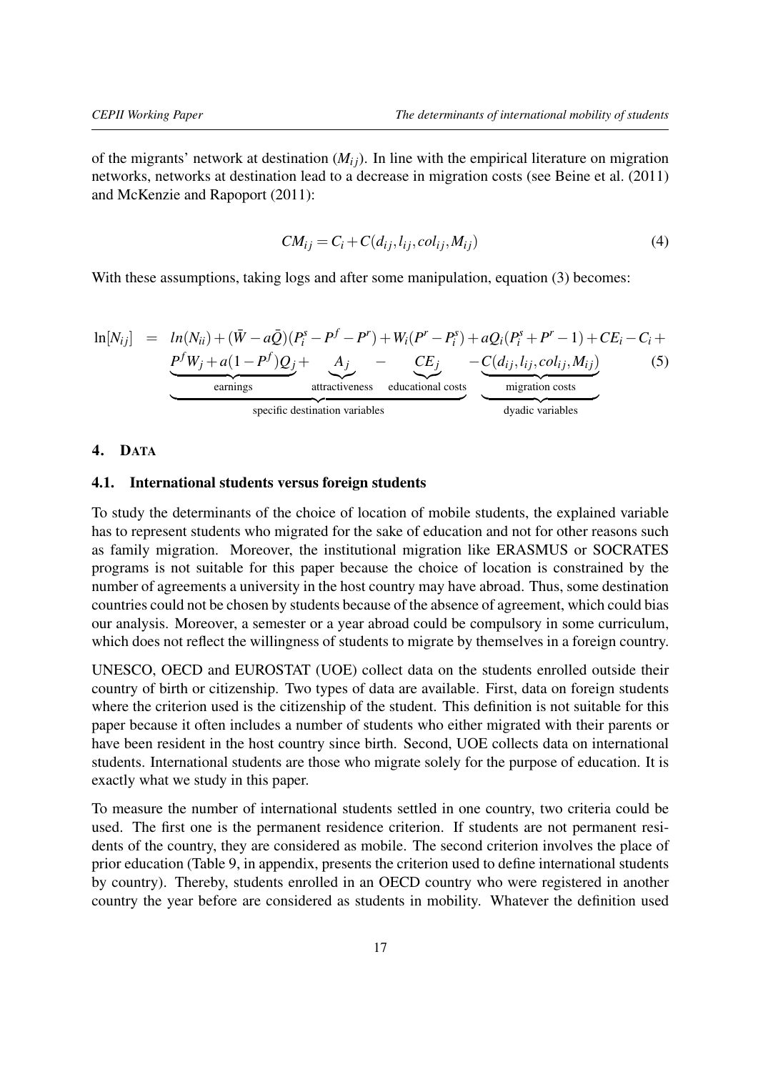of the migrants' network at destination ($M_{ij}$). In line with the empirical literature on migration networks, networks at destination lead to a decrease in migration costs (see Beine et al. (2011) and McKenzie and Rapoport (2011):

$$CM_{ij} = C_i + C(d_{ij}, l_{ij}, col_{ij}, M_{ij}) \tag{4}$$

With these assumptions, taking logs and after some manipulation, equation (3) becomes:

$$\begin{aligned} \ln[N_{ij}] \;=\; & ln(N_{ii}) + (\bar{W} - a\bar{Q})(P_i^s - P^f - P^r) + W_i(P^r - P_i^s) + aQ_i(P_i^s + P^r - 1) + CE_i - C_i + \\ & \underbrace{\underbrace{P^f W_j + a(1-P^f)Q_j}_{\text{earnings}} + \underbrace{A_j}_{\text{attractiveness}} - \underbrace{CE_j}_{\text{educational costs}}}_{\text{specific destination variables}} \underbrace{- C(d_{ij}, l_{ij}, col_{ij}, M_{ij})}_{\substack{\text{migration costs} \\ \text{dyadic variables}}} \end{aligned} \tag{5}$$

## 4. Data

### 4.1. International students versus foreign students

To study the determinants of the choice of location of mobile students, the explained variable has to represent students who migrated for the sake of education and not for other reasons such as family migration. Moreover, the institutional migration like ERASMUS or SOCRATES programs is not suitable for this paper because the choice of location is constrained by the number of agreements a university in the host country may have abroad. Thus, some destination countries could not be chosen by students because of the absence of agreement, which could bias our analysis. Moreover, a semester or a year abroad could be compulsory in some curriculum, which does not reflect the willingness of students to migrate by themselves in a foreign country.

UNESCO, OECD and EUROSTAT (UOE) collect data on the students enrolled outside their country of birth or citizenship. Two types of data are available. First, data on foreign students where the criterion used is the citizenship of the student. This definition is not suitable for this paper because it often includes a number of students who either migrated with their parents or have been resident in the host country since birth. Second, UOE collects data on international students. International students are those who migrate solely for the purpose of education. It is exactly what we study in this paper.

To measure the number of international students settled in one country, two criteria could be used. The first one is the permanent residence criterion. If students are not permanent residents of the country, they are considered as mobile. The second criterion involves the place of prior education (Table 9, in appendix, presents the criterion used to define international students by country). Thereby, students enrolled in an OECD country who were registered in another country the year before are considered as students in mobility. Whatever the definition used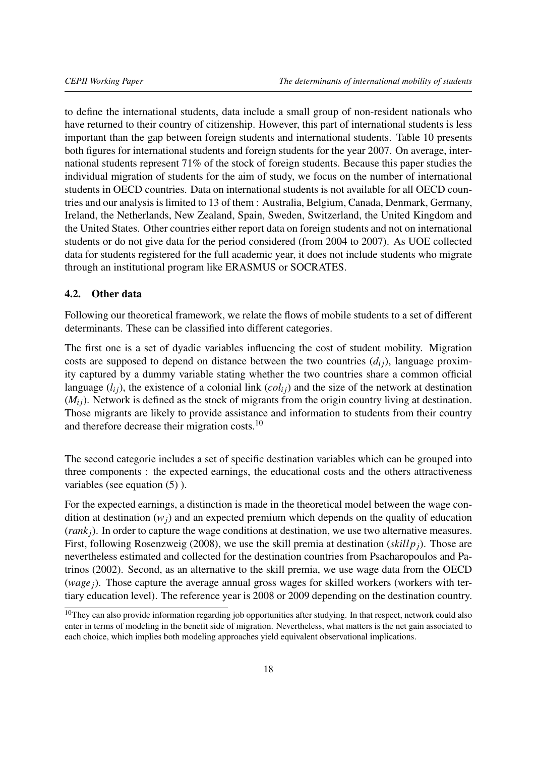to define the international students, data include a small group of non-resident nationals who have returned to their country of citizenship. However, this part of international students is less important than the gap between foreign students and international students. Table 10 presents both figures for international students and foreign students for the year 2007. On average, international students represent 71% of the stock of foreign students. Because this paper studies the individual migration of students for the aim of study, we focus on the number of international students in OECD countries. Data on international students is not available for all OECD countries and our analysis is limited to 13 of them : Australia, Belgium, Canada, Denmark, Germany, Ireland, the Netherlands, New Zealand, Spain, Sweden, Switzerland, the United Kingdom and the United States. Other countries either report data on foreign students and not on international students or do not give data for the period considered (from 2004 to 2007). As UOE collected data for students registered for the full academic year, it does not include students who migrate through an institutional program like ERASMUS or SOCRATES.

## 4.2. Other data

Following our theoretical framework, we relate the flows of mobile students to a set of different determinants. These can be classified into different categories.

The first one is a set of dyadic variables influencing the cost of student mobility. Migration costs are supposed to depend on distance between the two countries ($d_{ij}$), language proximity captured by a dummy variable stating whether the two countries share a common official language ($l_{ij}$), the existence of a colonial link ($col_{ij}$) and the size of the network at destination ($M_{ij}$). Network is defined as the stock of migrants from the origin country living at destination. Those migrants are likely to provide assistance and information to students from their country and therefore decrease their migration costs.[10]

The second categorie includes a set of specific destination variables which can be grouped into three components : the expected earnings, the educational costs and the others attractiveness variables (see equation (5) ).

For the expected earnings, a distinction is made in the theoretical model between the wage condition at destination ($w_j$) and an expected premium which depends on the quality of education ($rank_j$). In order to capture the wage conditions at destination, we use two alternative measures. First, following Rosenzweig (2008), we use the skill premia at destination ($skillp_j$). Those are nevertheless estimated and collected for the destination countries from Psacharopoulos and Patrinos (2002). Second, as an alternative to the skill premia, we use wage data from the OECD ($wage_j$). Those capture the average annual gross wages for skilled workers (workers with tertiary education level). The reference year is 2008 or 2009 depending on the destination country.

[10] They can also provide information regarding job opportunities after studying. In that respect, network could also enter in terms of modeling in the benefit side of migration. Nevertheless, what matters is the net gain associated to each choice, which implies both modeling approaches yield equivalent observational implications.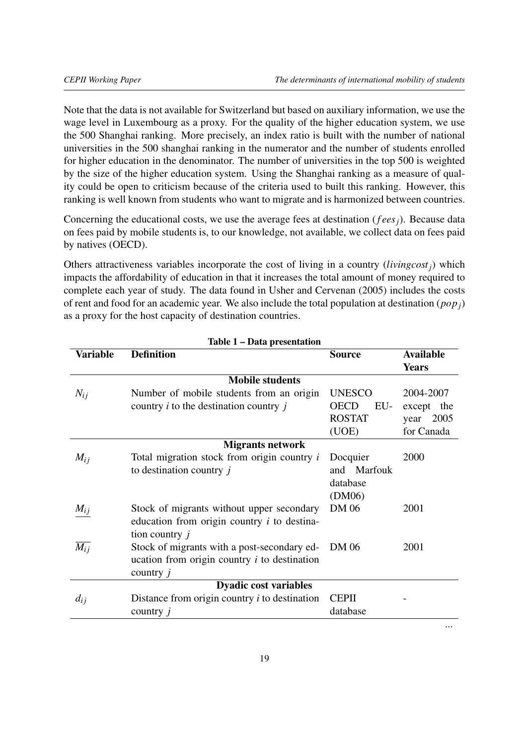Note that the data is not available for Switzerland but based on auxiliary information, we use the wage level in Luxembourg as a proxy. For the quality of the higher education system, we use the 500 Shanghai ranking. More precisely, an index ratio is built with the number of national universities in the 500 shanghai ranking in the numerator and the number of students enrolled for higher education in the denominator. The number of universities in the top 500 is weighted by the size of the higher education system. Using the Shanghai ranking as a measure of quality could be open to criticism because of the criteria used to built this ranking. However, this ranking is well known from students who want to migrate and is harmonized between countries.

Concerning the educational costs, we use the average fees at destination ($fees_j$). Because data on fees paid by mobile students is, to our knowledge, not available, we collect data on fees paid by natives (OECD).

Others attractiveness variables incorporate the cost of living in a country ($livingcost_j$) which impacts the affordability of education in that it increases the total amount of money required to complete each year of study. The data found in Usher and Cervenan (2005) includes the costs of rent and food for an academic year. We also include the total population at destination ($pop_j$) as a proxy for the host capacity of destination countries.

**Table 1 – Data presentation**

| **Variable** | **Definition** | **Source** | **Available Years** |
|---|---|---|---|
| | **Mobile students** | | |
| $N_{ij}$ | Number of mobile students from an origin country $i$ to the destination country $j$ | UNESCO OECD EU-ROSTAT (UOE) | 2004-2007 except the year 2005 for Canada |
| | **Migrants network** | | |
| $M_{ij}$ | Total migration stock from origin country $i$ to destination country $j$ | Docquier and Marfouk database (DM06) | 2000 |
| $\underline{M_{ij}}$ | Stock of migrants without upper secondary education from origin country $i$ to destination country $j$ | DM 06 | 2001 |
| $\overline{M_{ij}}$ | Stock of migrants with a post-secondary education from origin country $i$ to destination country $j$ | DM 06 | 2001 |
| | **Dyadic cost variables** | | |
| $d_{ij}$ | Distance from origin country $i$ to destination country $j$ | CEPII database | - |

...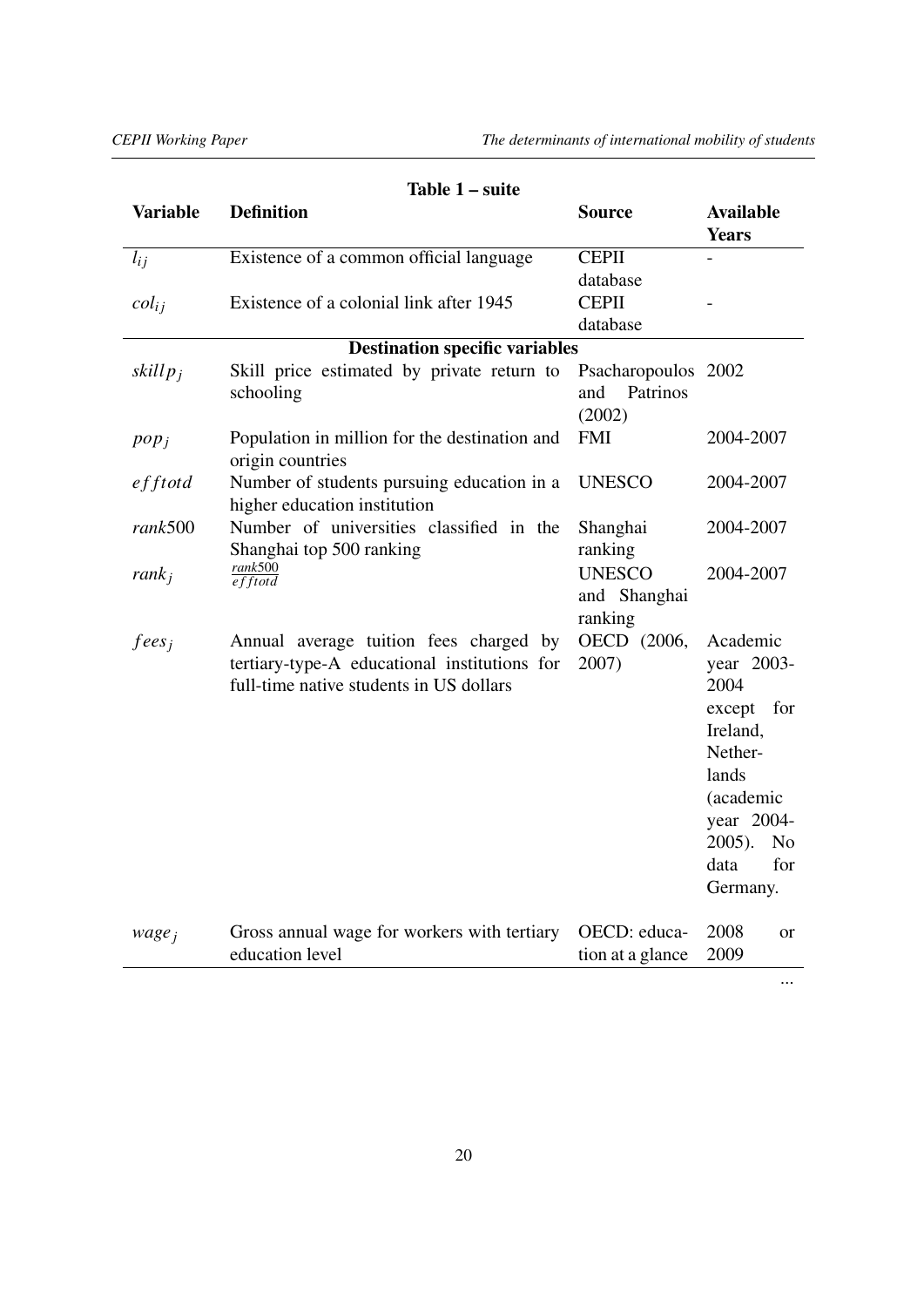**Table 1 – suite**

| Variable | Definition | Source | Available Years |
|---|---|---|---|
| $l_{ij}$ | Existence of a common official language | CEPII database | - |
| $col_{ij}$ | Existence of a colonial link after 1945 | CEPII database | - |
| **Destination specific variables** | | | |
| $skillp_j$ | Skill price estimated by private return to schooling | Psacharopoulos and Patrinos (2002) | 2002 |
| $pop_j$ | Population in million for the destination and origin countries | FMI | 2004-2007 |
| $efftotd$ | Number of students pursuing education in a higher education institution | UNESCO | 2004-2007 |
| $rank500$ | Number of universities classified in the Shanghai top 500 ranking | Shanghai ranking | 2004-2007 |
| $rank_j$ | $\frac{rank500}{efftotd}$ | UNESCO and Shanghai ranking | 2004-2007 |
| $fees_j$ | Annual average tuition fees charged by tertiary-type-A educational institutions for full-time native students in US dollars | OECD (2006, 2007) | Academic year 2003-2004 except for Ireland, Netherlands (academic year 2004-2005). No data for Germany. |
| $wage_j$ | Gross annual wage for workers with tertiary education level | OECD: education at a glance | 2008 or 2009 |

...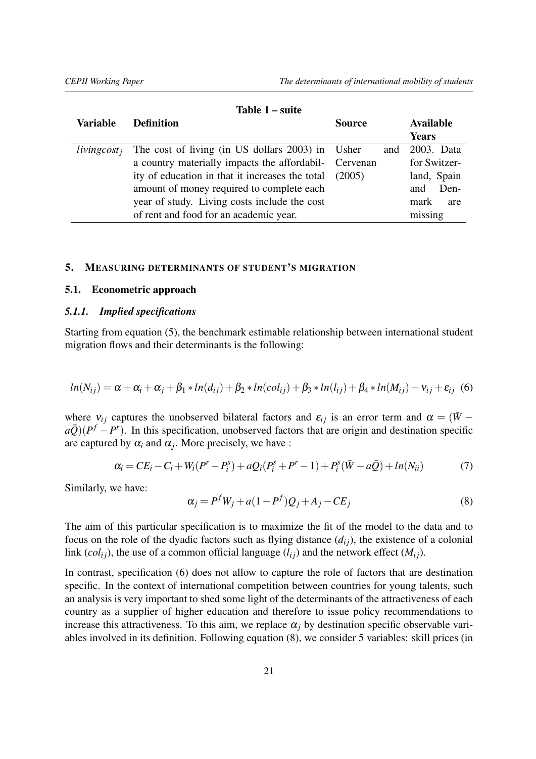**Table 1 – suite**

| Variable | Definition | Source | Available Years |
|---|---|---|---|
| $livingcost_j$ | The cost of living (in US dollars 2003) in a country materially impacts the affordability of education in that it increases the total amount of money required to complete each year of study. Living costs include the cost of rent and food for an academic year. | Usher and Cervenan (2005) | 2003. Data for Switzerland, Spain and Denmark are missing |

## 5. MEASURING DETERMINANTS OF STUDENT'S MIGRATION

### 5.1. Econometric approach

#### *5.1.1. Implied specifications*

Starting from equation (5), the benchmark estimable relationship between international student migration flows and their determinants is the following:

$$ln(N_{ij}) = \alpha + \alpha_i + \alpha_j + \beta_1 * ln(d_{ij}) + \beta_2 * ln(col_{ij}) + \beta_3 * ln(l_{ij}) + \beta_4 * ln(M_{ij}) + \nu_{ij} + \varepsilon_{ij} \quad (6)$$

where $\nu_{ij}$ captures the unobserved bilateral factors and $\varepsilon_{ij}$ is an error term and $\alpha = (\bar{W} - a\bar{Q})(P^f - P^r)$. In this specification, unobserved factors that are origin and destination specific are captured by $\alpha_i$ and $\alpha_j$. More precisely, we have :

$$\alpha_i = CE_i - C_i + W_i(P^r - P_i^s) + aQ_i(P_i^s + P^r - 1) + P_i^s(\bar{W} - a\bar{Q}) + ln(N_{ii}) \quad (7)$$

Similarly, we have:

$$\alpha_j = P^f W_j + a(1 - P^f)Q_j + A_j - CE_j \quad (8)$$

The aim of this particular specification is to maximize the fit of the model to the data and to focus on the role of the dyadic factors such as flying distance ($d_{ij}$), the existence of a colonial link ($col_{ij}$), the use of a common official language ($l_{ij}$) and the network effect ($M_{ij}$).

In contrast, specification (6) does not allow to capture the role of factors that are destination specific. In the context of international competition between countries for young talents, such an analysis is very important to shed some light of the determinants of the attractiveness of each country as a supplier of higher education and therefore to issue policy recommendations to increase this attractiveness. To this aim, we replace $\alpha_j$ by destination specific observable variables involved in its definition. Following equation (8), we consider 5 variables: skill prices (in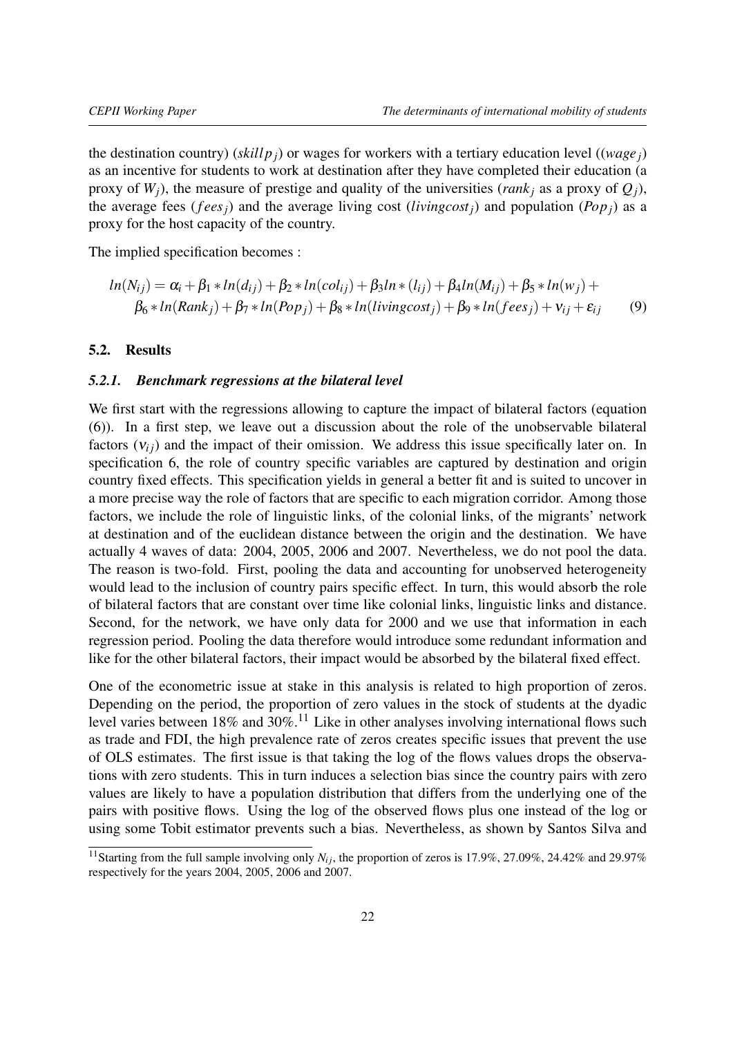the destination country) ($skillp_j$) or wages for workers with a tertiary education level (($wage_j$) as an incentive for students to work at destination after they have completed their education (a proxy of $W_j$), the measure of prestige and quality of the universities ($rank_j$ as a proxy of $Q_j$), the average fees ($fees_j$) and the average living cost ($livingcost_j$) and population ($Pop_j$) as a proxy for the host capacity of the country.

The implied specification becomes :

$$ln(N_{ij}) = \alpha_i + \beta_1 * ln(d_{ij}) + \beta_2 * ln(col_{ij}) + \beta_3 ln * (l_{ij}) + \beta_4 ln(M_{ij}) + \beta_5 * ln(w_j) + \beta_6 * ln(Rank_j) + \beta_7 * ln(Pop_j) + \beta_8 * ln(livingcost_j) + \beta_9 * ln(fees_j) + \nu_{ij} + \varepsilon_{ij} \quad (9)$$

### 5.2. Results

#### *5.2.1. Benchmark regressions at the bilateral level*

We first start with the regressions allowing to capture the impact of bilateral factors (equation (6)). In a first step, we leave out a discussion about the role of the unobservable bilateral factors ($\nu_{ij}$) and the impact of their omission. We address this issue specifically later on. In specification 6, the role of country specific variables are captured by destination and origin country fixed effects. This specification yields in general a better fit and is suited to uncover in a more precise way the role of factors that are specific to each migration corridor. Among those factors, we include the role of linguistic links, of the colonial links, of the migrants' network at destination and of the euclidean distance between the origin and the destination. We have actually 4 waves of data: 2004, 2005, 2006 and 2007. Nevertheless, we do not pool the data. The reason is two-fold. First, pooling the data and accounting for unobserved heterogeneity would lead to the inclusion of country pairs specific effect. In turn, this would absorb the role of bilateral factors that are constant over time like colonial links, linguistic links and distance. Second, for the network, we have only data for 2000 and we use that information in each regression period. Pooling the data therefore would introduce some redundant information and like for the other bilateral factors, their impact would be absorbed by the bilateral fixed effect.

One of the econometric issue at stake in this analysis is related to high proportion of zeros. Depending on the period, the proportion of zero values in the stock of students at the dyadic level varies between 18% and 30%.[11] Like in other analyses involving international flows such as trade and FDI, the high prevalence rate of zeros creates specific issues that prevent the use of OLS estimates. The first issue is that taking the log of the flows values drops the observations with zero students. This in turn induces a selection bias since the country pairs with zero values are likely to have a population distribution that differs from the underlying one of the pairs with positive flows. Using the log of the observed flows plus one instead of the log or using some Tobit estimator prevents such a bias. Nevertheless, as shown by Santos Silva and

[11] Starting from the full sample involving only $N_{ij}$, the proportion of zeros is 17.9%, 27.09%, 24.42% and 29.97% respectively for the years 2004, 2005, 2006 and 2007.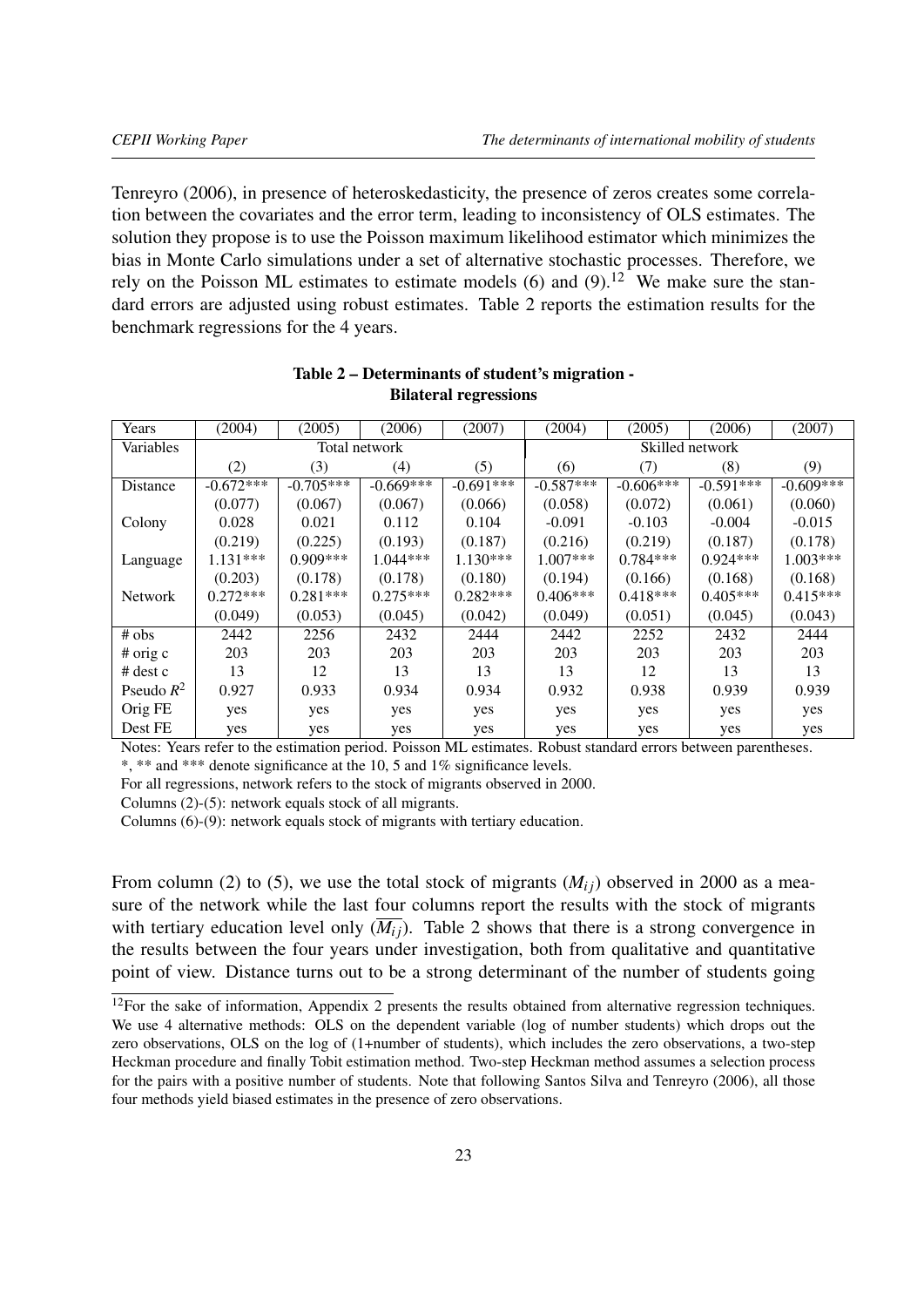Tenreyro (2006), in presence of heteroskedasticity, the presence of zeros creates some correlation between the covariates and the error term, leading to inconsistency of OLS estimates. The solution they propose is to use the Poisson maximum likelihood estimator which minimizes the bias in Monte Carlo simulations under a set of alternative stochastic processes. Therefore, we rely on the Poisson ML estimates to estimate models (6) and (9).[12] We make sure the standard errors are adjusted using robust estimates. Table 2 reports the estimation results for the benchmark regressions for the 4 years.

**Table 2 – Determinants of student's migration - Bilateral regressions**

| Years | (2004) | (2005) | (2006) | (2007) | (2004) | (2005) | (2006) | (2007) |
|---|---|---|---|---|---|---|---|---|
| Variables | Total network | | | | Skilled network | | | |
| | (2) | (3) | (4) | (5) | (6) | (7) | (8) | (9) |
| Distance | -0.672*** | -0.705*** | -0.669*** | -0.691*** | -0.587*** | -0.606*** | -0.591*** | -0.609*** |
| | (0.077) | (0.067) | (0.067) | (0.066) | (0.058) | (0.072) | (0.061) | (0.060) |
| Colony | 0.028 | 0.021 | 0.112 | 0.104 | -0.091 | -0.103 | -0.004 | -0.015 |
| | (0.219) | (0.225) | (0.193) | (0.187) | (0.216) | (0.219) | (0.187) | (0.178) |
| Language | 1.131*** | 0.909*** | 1.044*** | 1.130*** | 1.007*** | 0.784*** | 0.924*** | 1.003*** |
| | (0.203) | (0.178) | (0.178) | (0.180) | (0.194) | (0.166) | (0.168) | (0.168) |
| Network | 0.272*** | 0.281*** | 0.275*** | 0.282*** | 0.406*** | 0.418*** | 0.405*** | 0.415*** |
| | (0.049) | (0.053) | (0.045) | (0.042) | (0.049) | (0.051) | (0.045) | (0.043) |
| # obs | 2442 | 2256 | 2432 | 2444 | 2442 | 2252 | 2432 | 2444 |
| # orig c | 203 | 203 | 203 | 203 | 203 | 203 | 203 | 203 |
| # dest c | 13 | 12 | 13 | 13 | 13 | 12 | 13 | 13 |
| Pseudo $R^2$ | 0.927 | 0.933 | 0.934 | 0.934 | 0.932 | 0.938 | 0.939 | 0.939 |
| Orig FE | yes | yes | yes | yes | yes | yes | yes | yes |
| Dest FE | yes | yes | yes | yes | yes | yes | yes | yes |

Notes: Years refer to the estimation period. Poisson ML estimates. Robust standard errors between parentheses.
*, ** and *** denote significance at the 10, 5 and 1% significance levels.
For all regressions, network refers to the stock of migrants observed in 2000.
Columns (2)-(5): network equals stock of all migrants.
Columns (6)-(9): network equals stock of migrants with tertiary education.

From column (2) to (5), we use the total stock of migrants ($M_{ij}$) observed in 2000 as a measure of the network while the last four columns report the results with the stock of migrants with tertiary education level only ($\overline{M_{ij}}$). Table 2 shows that there is a strong convergence in the results between the four years under investigation, both from qualitative and quantitative point of view. Distance turns out to be a strong determinant of the number of students going

[12] For the sake of information, Appendix 2 presents the results obtained from alternative regression techniques. We use 4 alternative methods: OLS on the dependent variable (log of number students) which drops out the zero observations, OLS on the log of (1+number of students), which includes the zero observations, a two-step Heckman procedure and finally Tobit estimation method. Two-step Heckman method assumes a selection process for the pairs with a positive number of students. Note that following Santos Silva and Tenreyro (2006), all those four methods yield biased estimates in the presence of zero observations.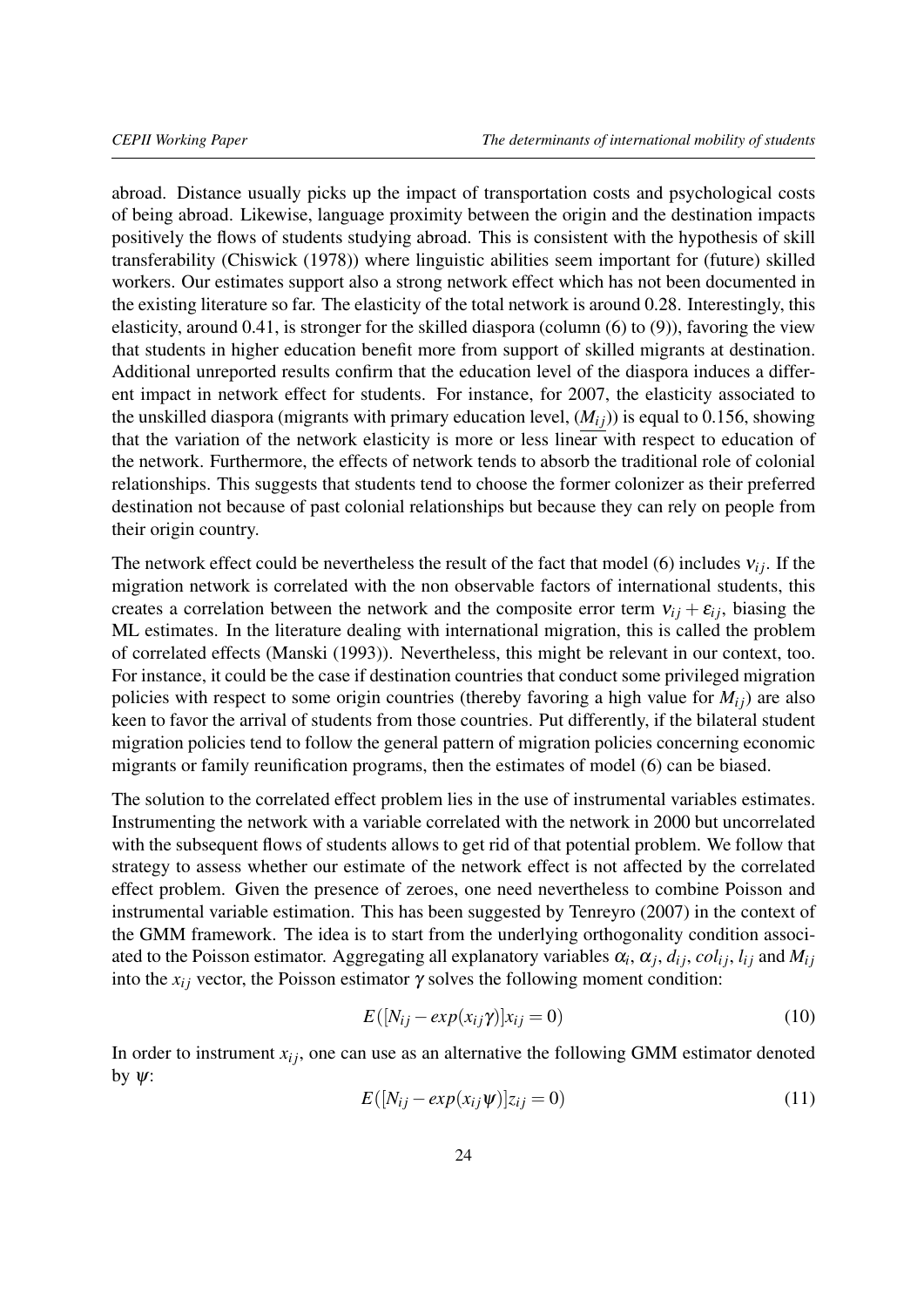abroad. Distance usually picks up the impact of transportation costs and psychological costs of being abroad. Likewise, language proximity between the origin and the destination impacts positively the flows of students studying abroad. This is consistent with the hypothesis of skill transferability (Chiswick (1978)) where linguistic abilities seem important for (future) skilled workers. Our estimates support also a strong network effect which has not been documented in the existing literature so far. The elasticity of the total network is around 0.28. Interestingly, this elasticity, around 0.41, is stronger for the skilled diaspora (column (6) to (9)), favoring the view that students in higher education benefit more from support of skilled migrants at destination. Additional unreported results confirm that the education level of the diaspora induces a different impact in network effect for students. For instance, for 2007, the elasticity associated to the unskilled diaspora (migrants with primary education level, $(\underline{M_{ij}})$) is equal to 0.156, showing that the variation of the network elasticity is more or less linear with respect to education of the network. Furthermore, the effects of network tends to absorb the traditional role of colonial relationships. This suggests that students tend to choose the former colonizer as their preferred destination not because of past colonial relationships but because they can rely on people from their origin country.

The network effect could be nevertheless the result of the fact that model (6) includes $\nu_{ij}$. If the migration network is correlated with the non observable factors of international students, this creates a correlation between the network and the composite error term $\nu_{ij} + \varepsilon_{ij}$, biasing the ML estimates. In the literature dealing with international migration, this is called the problem of correlated effects (Manski (1993)). Nevertheless, this might be relevant in our context, too. For instance, it could be the case if destination countries that conduct some privileged migration policies with respect to some origin countries (thereby favoring a high value for $M_{ij}$) are also keen to favor the arrival of students from those countries. Put differently, if the bilateral student migration policies tend to follow the general pattern of migration policies concerning economic migrants or family reunification programs, then the estimates of model (6) can be biased.

The solution to the correlated effect problem lies in the use of instrumental variables estimates. Instrumenting the network with a variable correlated with the network in 2000 but uncorrelated with the subsequent flows of students allows to get rid of that potential problem. We follow that strategy to assess whether our estimate of the network effect is not affected by the correlated effect problem. Given the presence of zeroes, one need nevertheless to combine Poisson and instrumental variable estimation. This has been suggested by Tenreyro (2007) in the context of the GMM framework. The idea is to start from the underlying orthogonality condition associated to the Poisson estimator. Aggregating all explanatory variables $\alpha_i$, $\alpha_j$, $d_{ij}$, $col_{ij}$, $l_{ij}$ and $M_{ij}$ into the $x_{ij}$ vector, the Poisson estimator $\gamma$ solves the following moment condition:

$$E([N_{ij} - exp(x_{ij}\gamma)]x_{ij} = 0) \tag{10}$$

In order to instrument $x_{ij}$, one can use as an alternative the following GMM estimator denoted by $\psi$:

$$E([N_{ij} - exp(x_{ij}\psi)]z_{ij} = 0) \tag{11}$$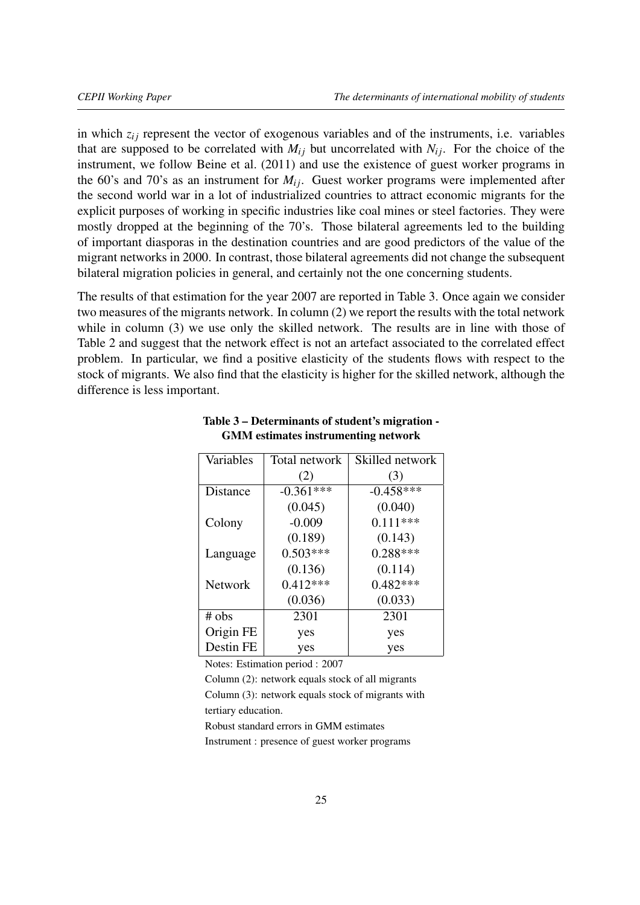in which $z_{ij}$ represent the vector of exogenous variables and of the instruments, i.e. variables that are supposed to be correlated with $M_{ij}$ but uncorrelated with $N_{ij}$. For the choice of the instrument, we follow Beine et al. (2011) and use the existence of guest worker programs in the 60's and 70's as an instrument for $M_{ij}$. Guest worker programs were implemented after the second world war in a lot of industrialized countries to attract economic migrants for the explicit purposes of working in specific industries like coal mines or steel factories. They were mostly dropped at the beginning of the 70's. Those bilateral agreements led to the building of important diasporas in the destination countries and are good predictors of the value of the migrant networks in 2000. In contrast, those bilateral agreements did not change the subsequent bilateral migration policies in general, and certainly not the one concerning students.

The results of that estimation for the year 2007 are reported in Table 3. Once again we consider two measures of the migrants network. In column (2) we report the results with the total network while in column (3) we use only the skilled network. The results are in line with those of Table 2 and suggest that the network effect is not an artefact associated to the correlated effect problem. In particular, we find a positive elasticity of the students flows with respect to the stock of migrants. We also find that the elasticity is higher for the skilled network, although the difference is less important.

**Table 3 – Determinants of student's migration - GMM estimates instrumenting network**

| Variables | Total network | Skilled network |
|---|---|---|
| | (2) | (3) |
| Distance | -0.361*** | -0.458*** |
| | (0.045) | (0.040) |
| Colony | -0.009 | 0.111*** |
| | (0.189) | (0.143) |
| Language | 0.503*** | 0.288*** |
| | (0.136) | (0.114) |
| Network | 0.412*** | 0.482*** |
| | (0.036) | (0.033) |
| # obs | 2301 | 2301 |
| Origin FE | yes | yes |
| Destin FE | yes | yes |

Notes: Estimation period : 2007

Column (2): network equals stock of all migrants

Column (3): network equals stock of migrants with tertiary education.

Robust standard errors in GMM estimates

Instrument : presence of guest worker programs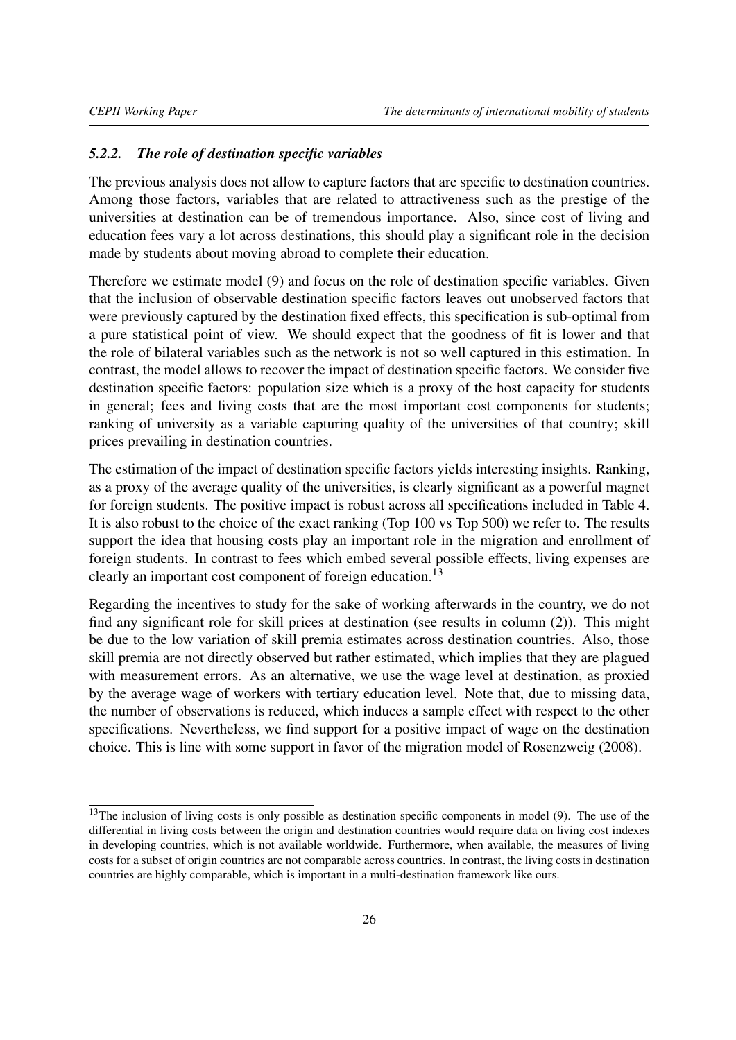#### *5.2.2. The role of destination specific variables*

The previous analysis does not allow to capture factors that are specific to destination countries. Among those factors, variables that are related to attractiveness such as the prestige of the universities at destination can be of tremendous importance. Also, since cost of living and education fees vary a lot across destinations, this should play a significant role in the decision made by students about moving abroad to complete their education.

Therefore we estimate model (9) and focus on the role of destination specific variables. Given that the inclusion of observable destination specific factors leaves out unobserved factors that were previously captured by the destination fixed effects, this specification is sub-optimal from a pure statistical point of view. We should expect that the goodness of fit is lower and that the role of bilateral variables such as the network is not so well captured in this estimation. In contrast, the model allows to recover the impact of destination specific factors. We consider five destination specific factors: population size which is a proxy of the host capacity for students in general; fees and living costs that are the most important cost components for students; ranking of university as a variable capturing quality of the universities of that country; skill prices prevailing in destination countries.

The estimation of the impact of destination specific factors yields interesting insights. Ranking, as a proxy of the average quality of the universities, is clearly significant as a powerful magnet for foreign students. The positive impact is robust across all specifications included in Table 4. It is also robust to the choice of the exact ranking (Top 100 vs Top 500) we refer to. The results support the idea that housing costs play an important role in the migration and enrollment of foreign students. In contrast to fees which embed several possible effects, living expenses are clearly an important cost component of foreign education.[13]

Regarding the incentives to study for the sake of working afterwards in the country, we do not find any significant role for skill prices at destination (see results in column (2)). This might be due to the low variation of skill premia estimates across destination countries. Also, those skill premia are not directly observed but rather estimated, which implies that they are plagued with measurement errors. As an alternative, we use the wage level at destination, as proxied by the average wage of workers with tertiary education level. Note that, due to missing data, the number of observations is reduced, which induces a sample effect with respect to the other specifications. Nevertheless, we find support for a positive impact of wage on the destination choice. This is line with some support in favor of the migration model of Rosenzweig (2008).

[13]The inclusion of living costs is only possible as destination specific components in model (9). The use of the differential in living costs between the origin and destination countries would require data on living cost indexes in developing countries, which is not available worldwide. Furthermore, when available, the measures of living costs for a subset of origin countries are not comparable across countries. In contrast, the living costs in destination countries are highly comparable, which is important in a multi-destination framework like ours.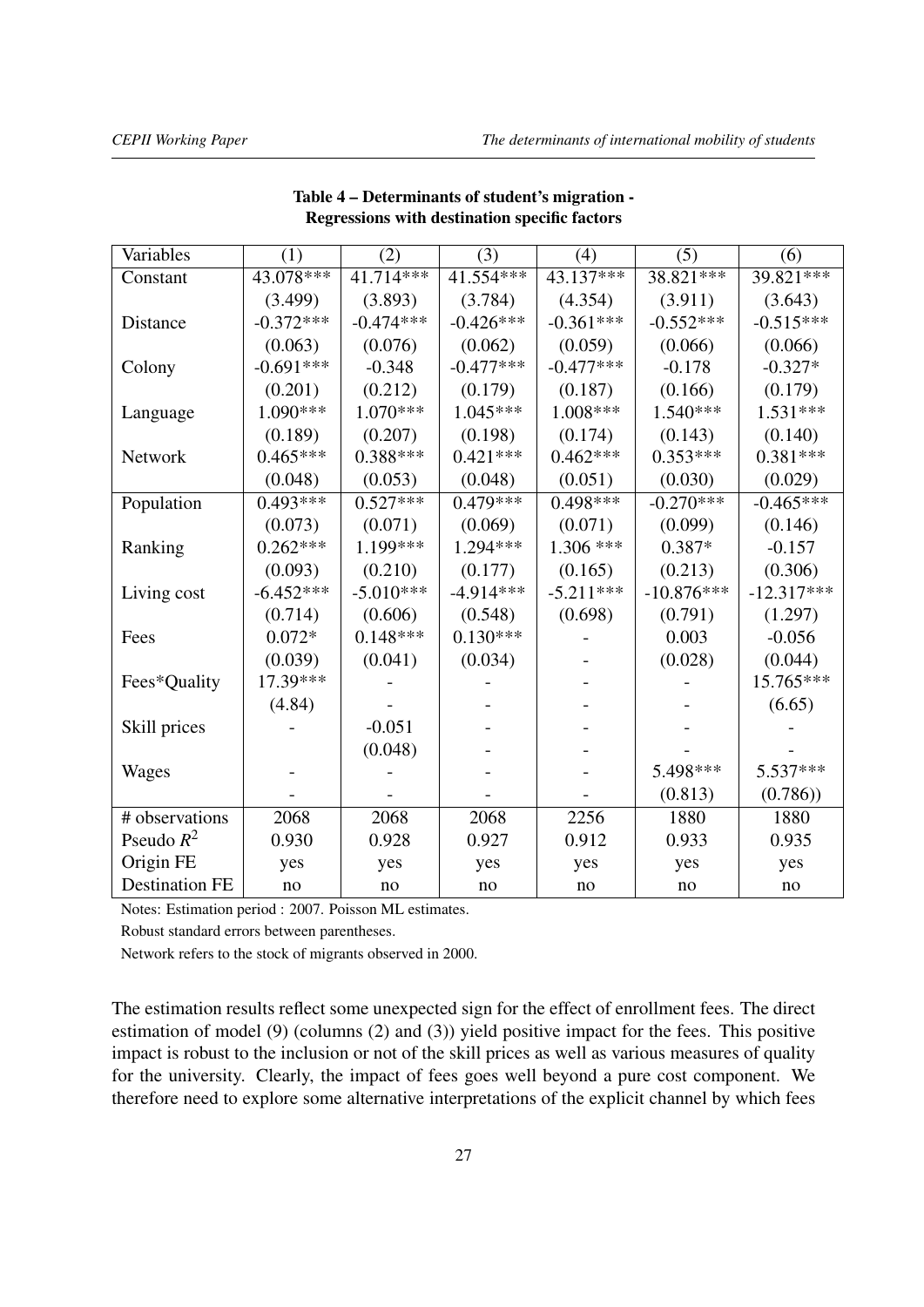**Table 4 – Determinants of student's migration - Regressions with destination specific factors**

| Variables | (1) | (2) | (3) | (4) | (5) | (6) |
|---|---|---|---|---|---|---|
| Constant | 43.078*** | 41.714*** | 41.554*** | 43.137*** | 38.821*** | 39.821*** |
| | (3.499) | (3.893) | (3.784) | (4.354) | (3.911) | (3.643) |
| Distance | -0.372*** | -0.474*** | -0.426*** | -0.361*** | -0.552*** | -0.515*** |
| | (0.063) | (0.076) | (0.062) | (0.059) | (0.066) | (0.066) |
| Colony | -0.691*** | -0.348 | -0.477*** | -0.477*** | -0.178 | -0.327* |
| | (0.201) | (0.212) | (0.179) | (0.187) | (0.166) | (0.179) |
| Language | 1.090*** | 1.070*** | 1.045*** | 1.008*** | 1.540*** | 1.531*** |
| | (0.189) | (0.207) | (0.198) | (0.174) | (0.143) | (0.140) |
| Network | 0.465*** | 0.388*** | 0.421*** | 0.462*** | 0.353*** | 0.381*** |
| | (0.048) | (0.053) | (0.048) | (0.051) | (0.030) | (0.029) |
| Population | 0.493*** | 0.527*** | 0.479*** | 0.498*** | -0.270*** | -0.465*** |
| | (0.073) | (0.071) | (0.069) | (0.071) | (0.099) | (0.146) |
| Ranking | 0.262*** | 1.199*** | 1.294*** | 1.306 *** | 0.387* | -0.157 |
| | (0.093) | (0.210) | (0.177) | (0.165) | (0.213) | (0.306) |
| Living cost | -6.452*** | -5.010*** | -4.914*** | -5.211*** | -10.876*** | -12.317*** |
| | (0.714) | (0.606) | (0.548) | (0.698) | (0.791) | (1.297) |
| Fees | 0.072* | 0.148*** | 0.130*** | - | 0.003 | -0.056 |
| | (0.039) | (0.041) | (0.034) | - | (0.028) | (0.044) |
| Fees*Quality | 17.39*** | - | - | - | - | 15.765*** |
| | (4.84) | - | - | - | - | (6.65) |
| Skill prices | - | -0.051 | - | - | - | - |
| | - | (0.048) | - | - | - | - |
| Wages | - | - | - | - | 5.498*** | 5.537*** |
| | - | - | - | - | (0.813) | (0.786)) |
| # observations | 2068 | 2068 | 2068 | 2256 | 1880 | 1880 |
| Pseudo $R^2$ | 0.930 | 0.928 | 0.927 | 0.912 | 0.933 | 0.935 |
| Origin FE | yes | yes | yes | yes | yes | yes |
| Destination FE | no | no | no | no | no | no |

Notes: Estimation period : 2007. Poisson ML estimates.

Robust standard errors between parentheses.

Network refers to the stock of migrants observed in 2000.

The estimation results reflect some unexpected sign for the effect of enrollment fees. The direct estimation of model (9) (columns (2) and (3)) yield positive impact for the fees. This positive impact is robust to the inclusion or not of the skill prices as well as various measures of quality for the university. Clearly, the impact of fees goes well beyond a pure cost component. We therefore need to explore some alternative interpretations of the explicit channel by which fees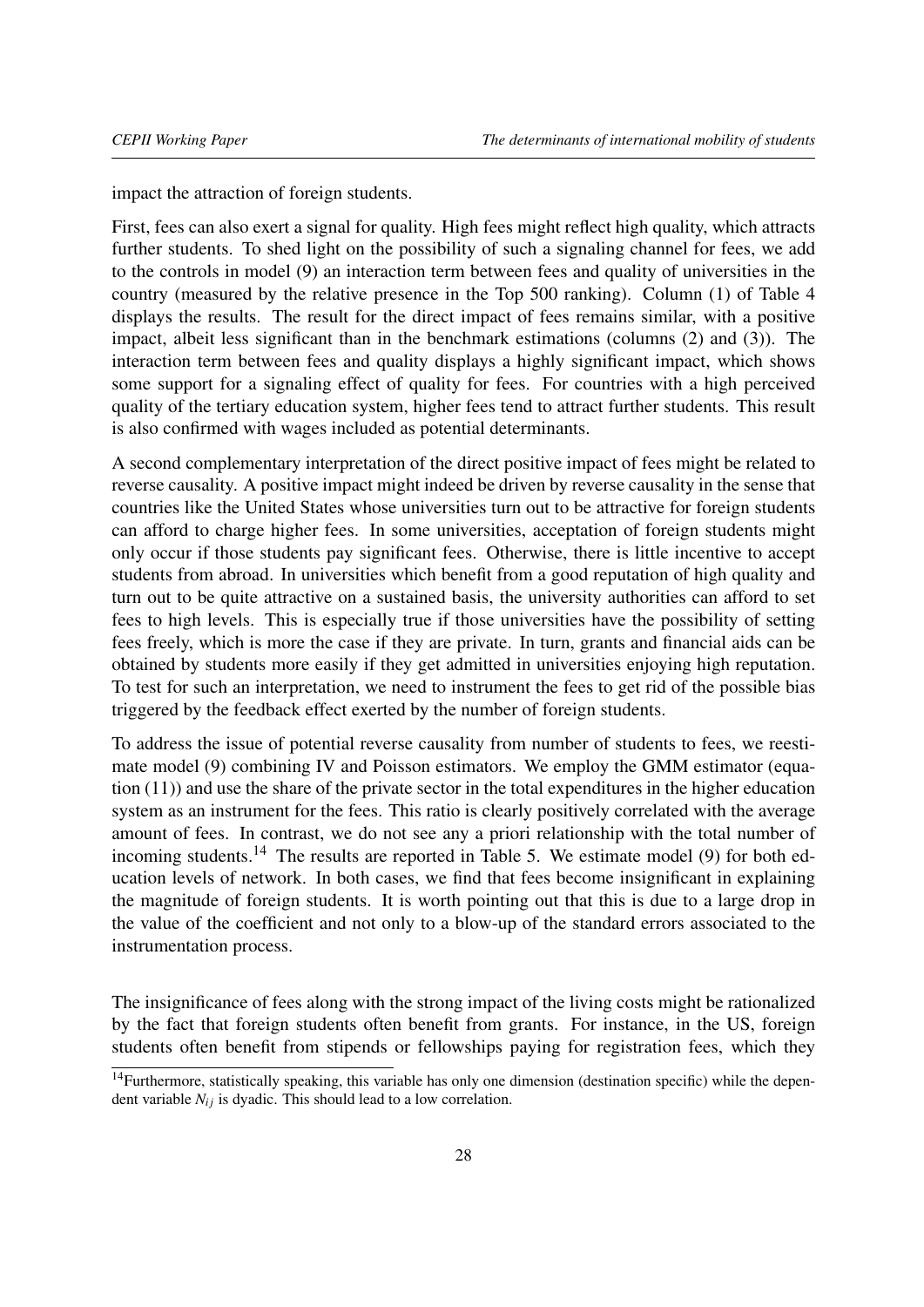impact the attraction of foreign students.

First, fees can also exert a signal for quality. High fees might reflect high quality, which attracts further students. To shed light on the possibility of such a signaling channel for fees, we add to the controls in model (9) an interaction term between fees and quality of universities in the country (measured by the relative presence in the Top 500 ranking). Column (1) of Table 4 displays the results. The result for the direct impact of fees remains similar, with a positive impact, albeit less significant than in the benchmark estimations (columns (2) and (3)). The interaction term between fees and quality displays a highly significant impact, which shows some support for a signaling effect of quality for fees. For countries with a high perceived quality of the tertiary education system, higher fees tend to attract further students. This result is also confirmed with wages included as potential determinants.

A second complementary interpretation of the direct positive impact of fees might be related to reverse causality. A positive impact might indeed be driven by reverse causality in the sense that countries like the United States whose universities turn out to be attractive for foreign students can afford to charge higher fees. In some universities, acceptation of foreign students might only occur if those students pay significant fees. Otherwise, there is little incentive to accept students from abroad. In universities which benefit from a good reputation of high quality and turn out to be quite attractive on a sustained basis, the university authorities can afford to set fees to high levels. This is especially true if those universities have the possibility of setting fees freely, which is more the case if they are private. In turn, grants and financial aids can be obtained by students more easily if they get admitted in universities enjoying high reputation. To test for such an interpretation, we need to instrument the fees to get rid of the possible bias triggered by the feedback effect exerted by the number of foreign students.

To address the issue of potential reverse causality from number of students to fees, we reestimate model (9) combining IV and Poisson estimators. We employ the GMM estimator (equation (11)) and use the share of the private sector in the total expenditures in the higher education system as an instrument for the fees. This ratio is clearly positively correlated with the average amount of fees. In contrast, we do not see any a priori relationship with the total number of incoming students.[14] The results are reported in Table 5. We estimate model (9) for both education levels of network. In both cases, we find that fees become insignificant in explaining the magnitude of foreign students. It is worth pointing out that this is due to a large drop in the value of the coefficient and not only to a blow-up of the standard errors associated to the instrumentation process.

The insignificance of fees along with the strong impact of the living costs might be rationalized by the fact that foreign students often benefit from grants. For instance, in the US, foreign students often benefit from stipends or fellowships paying for registration fees, which they

[14] Furthermore, statistically speaking, this variable has only one dimension (destination specific) while the dependent variable $N_{ij}$ is dyadic. This should lead to a low correlation.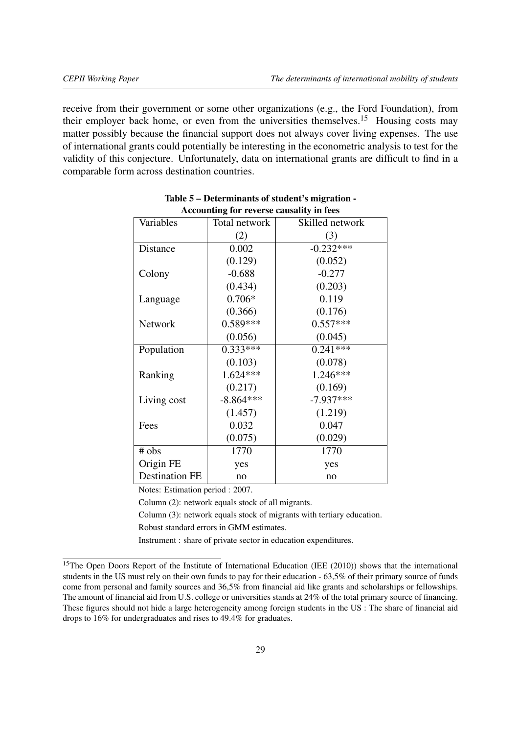receive from their government or some other organizations (e.g., the Ford Foundation), from their employer back home, or even from the universities themselves.[15] Housing costs may matter possibly because the financial support does not always cover living expenses. The use of international grants could potentially be interesting in the econometric analysis to test for the validity of this conjecture. Unfortunately, data on international grants are difficult to find in a comparable form across destination countries.

**Table 5 – Determinants of student's migration - Accounting for reverse causality in fees**

| Variables | Total network | Skilled network |
|---|---|---|
| | (2) | (3) |
| Distance | 0.002 | -0.232*** |
| | (0.129) | (0.052) |
| Colony | -0.688 | -0.277 |
| | (0.434) | (0.203) |
| Language | 0.706* | 0.119 |
| | (0.366) | (0.176) |
| Network | 0.589*** | 0.557*** |
| | (0.056) | (0.045) |
| Population | 0.333*** | 0.241*** |
| | (0.103) | (0.078) |
| Ranking | 1.624*** | 1.246*** |
| | (0.217) | (0.169) |
| Living cost | -8.864*** | -7.937*** |
| | (1.457) | (1.219) |
| Fees | 0.032 | 0.047 |
| | (0.075) | (0.029) |
| # obs | 1770 | 1770 |
| Origin FE | yes | yes |
| Destination FE | no | no |

Notes: Estimation period : 2007.

Column (2): network equals stock of all migrants.

Column (3): network equals stock of migrants with tertiary education.

Robust standard errors in GMM estimates.

Instrument : share of private sector in education expenditures.

[15] The Open Doors Report of the Institute of International Education (IEE (2010)) shows that the international students in the US must rely on their own funds to pay for their education - 63,5% of their primary source of funds come from personal and family sources and 36,5% from financial aid like grants and scholarships or fellowships. The amount of financial aid from U.S. college or universities stands at 24% of the total primary source of financing. These figures should not hide a large heterogeneity among foreign students in the US : The share of financial aid drops to 16% for undergraduates and rises to 49.4% for graduates.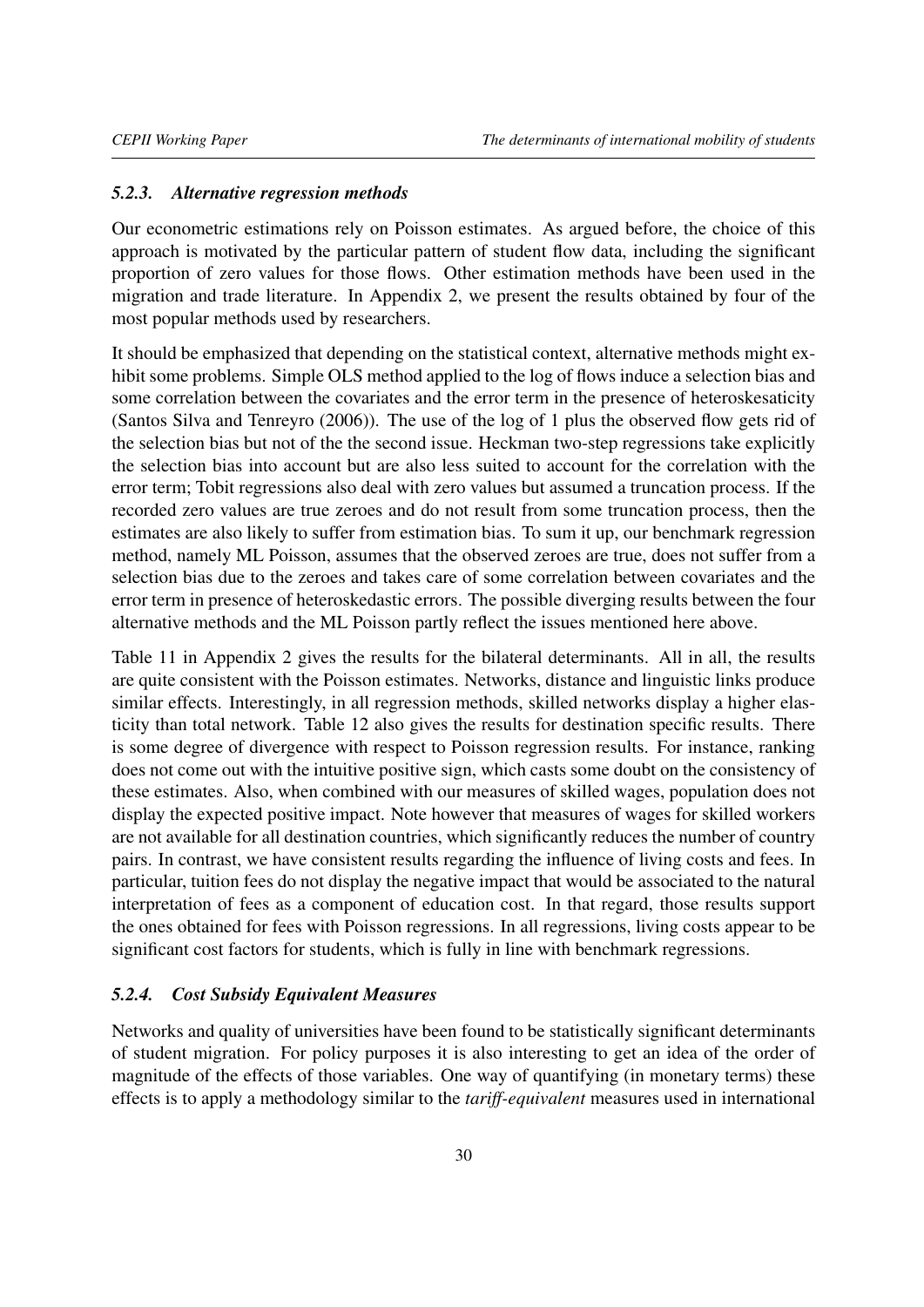### *5.2.3. Alternative regression methods*

Our econometric estimations rely on Poisson estimates. As argued before, the choice of this approach is motivated by the particular pattern of student flow data, including the significant proportion of zero values for those flows. Other estimation methods have been used in the migration and trade literature. In Appendix 2, we present the results obtained by four of the most popular methods used by researchers.

It should be emphasized that depending on the statistical context, alternative methods might exhibit some problems. Simple OLS method applied to the log of flows induce a selection bias and some correlation between the covariates and the error term in the presence of heteroskesaticity (Santos Silva and Tenreyro (2006)). The use of the log of 1 plus the observed flow gets rid of the selection bias but not of the the second issue. Heckman two-step regressions take explicitly the selection bias into account but are also less suited to account for the correlation with the error term; Tobit regressions also deal with zero values but assumed a truncation process. If the recorded zero values are true zeroes and do not result from some truncation process, then the estimates are also likely to suffer from estimation bias. To sum it up, our benchmark regression method, namely ML Poisson, assumes that the observed zeroes are true, does not suffer from a selection bias due to the zeroes and takes care of some correlation between covariates and the error term in presence of heteroskedastic errors. The possible diverging results between the four alternative methods and the ML Poisson partly reflect the issues mentioned here above.

Table 11 in Appendix 2 gives the results for the bilateral determinants. All in all, the results are quite consistent with the Poisson estimates. Networks, distance and linguistic links produce similar effects. Interestingly, in all regression methods, skilled networks display a higher elasticity than total network. Table 12 also gives the results for destination specific results. There is some degree of divergence with respect to Poisson regression results. For instance, ranking does not come out with the intuitive positive sign, which casts some doubt on the consistency of these estimates. Also, when combined with our measures of skilled wages, population does not display the expected positive impact. Note however that measures of wages for skilled workers are not available for all destination countries, which significantly reduces the number of country pairs. In contrast, we have consistent results regarding the influence of living costs and fees. In particular, tuition fees do not display the negative impact that would be associated to the natural interpretation of fees as a component of education cost. In that regard, those results support the ones obtained for fees with Poisson regressions. In all regressions, living costs appear to be significant cost factors for students, which is fully in line with benchmark regressions.

### *5.2.4. Cost Subsidy Equivalent Measures*

Networks and quality of universities have been found to be statistically significant determinants of student migration. For policy purposes it is also interesting to get an idea of the order of magnitude of the effects of those variables. One way of quantifying (in monetary terms) these effects is to apply a methodology similar to the *tariff-equivalent* measures used in international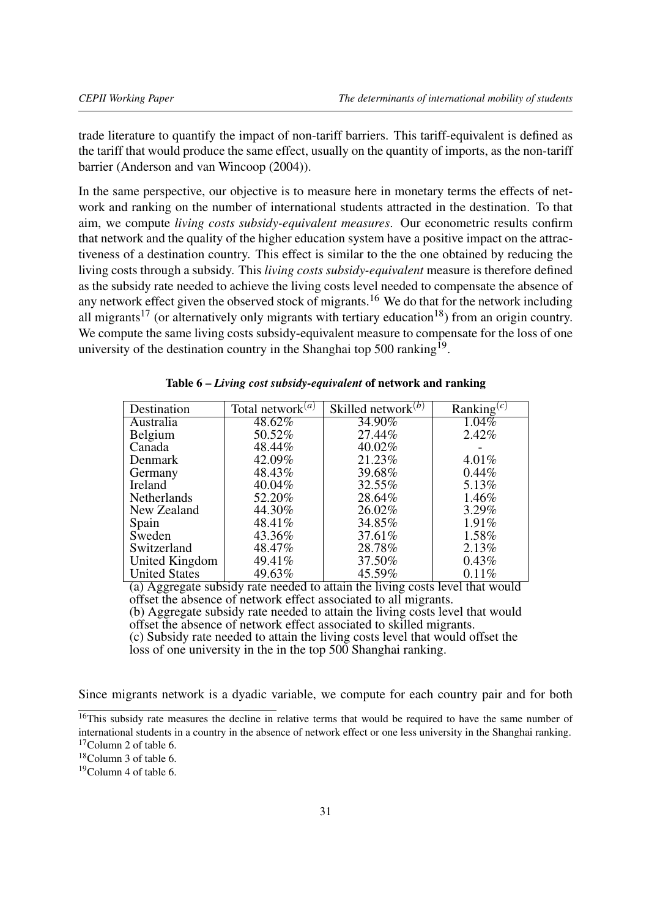trade literature to quantify the impact of non-tariff barriers. This tariff-equivalent is defined as the tariff that would produce the same effect, usually on the quantity of imports, as the non-tariff barrier (Anderson and van Wincoop (2004)).

In the same perspective, our objective is to measure here in monetary terms the effects of network and ranking on the number of international students attracted in the destination. To that aim, we compute *living costs subsidy-equivalent measures*. Our econometric results confirm that network and the quality of the higher education system have a positive impact on the attractiveness of a destination country. This effect is similar to the the one obtained by reducing the living costs through a subsidy. This *living costs subsidy-equivalent* measure is therefore defined as the subsidy rate needed to achieve the living costs level needed to compensate the absence of any network effect given the observed stock of migrants.[16] We do that for the network including all migrants[17] (or alternatively only migrants with tertiary education[18]) from an origin country. We compute the same living costs subsidy-equivalent measure to compensate for the loss of one university of the destination country in the Shanghai top 500 ranking[19].

**Table 6 – *Living cost subsidy-equivalent* of network and ranking**

| Destination | Total network$^{(a)}$ | Skilled network$^{(b)}$ | Ranking$^{(c)}$ |
|---|---|---|---|
| Australia | 48.62% | 34.90% | 1.04% |
| Belgium | 50.52% | 27.44% | 2.42% |
| Canada | 48.44% | 40.02% | - |
| Denmark | 42.09% | 21.23% | 4.01% |
| Germany | 48.43% | 39.68% | 0.44% |
| Ireland | 40.04% | 32.55% | 5.13% |
| Netherlands | 52.20% | 28.64% | 1.46% |
| New Zealand | 44.30% | 26.02% | 3.29% |
| Spain | 48.41% | 34.85% | 1.91% |
| Sweden | 43.36% | 37.61% | 1.58% |
| Switzerland | 48.47% | 28.78% | 2.13% |
| United Kingdom | 49.41% | 37.50% | 0.43% |
| United States | 49.63% | 45.59% | 0.11% |

(a) Aggregate subsidy rate needed to attain the living costs level that would offset the absence of network effect associated to all migrants.
(b) Aggregate subsidy rate needed to attain the living costs level that would offset the absence of network effect associated to skilled migrants.
(c) Subsidy rate needed to attain the living costs level that would offset the loss of one university in the in the top 500 Shanghai ranking.

Since migrants network is a dyadic variable, we compute for each country pair and for both

[16] This subsidy rate measures the decline in relative terms that would be required to have the same number of international students in a country in the absence of network effect or one less university in the Shanghai ranking.
[17] Column 2 of table 6.
[18] Column 3 of table 6.
[19] Column 4 of table 6.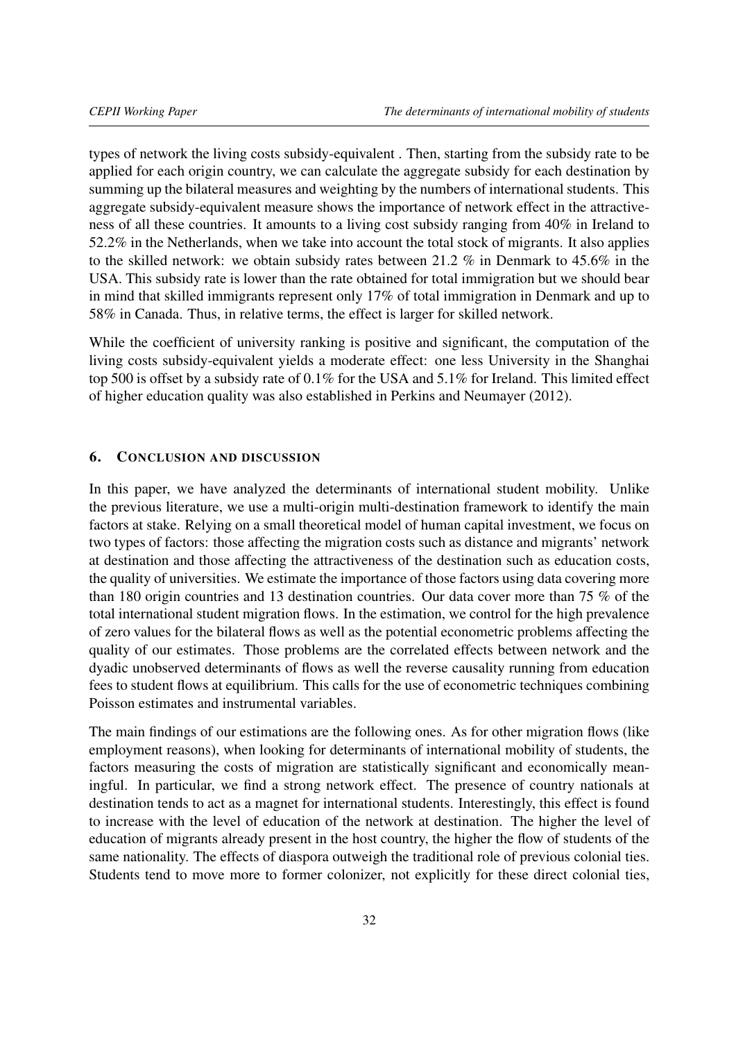types of network the living costs subsidy-equivalent . Then, starting from the subsidy rate to be applied for each origin country, we can calculate the aggregate subsidy for each destination by summing up the bilateral measures and weighting by the numbers of international students. This aggregate subsidy-equivalent measure shows the importance of network effect in the attractiveness of all these countries. It amounts to a living cost subsidy ranging from 40% in Ireland to 52.2% in the Netherlands, when we take into account the total stock of migrants. It also applies to the skilled network: we obtain subsidy rates between 21.2 % in Denmark to 45.6% in the USA. This subsidy rate is lower than the rate obtained for total immigration but we should bear in mind that skilled immigrants represent only 17% of total immigration in Denmark and up to 58% in Canada. Thus, in relative terms, the effect is larger for skilled network.

While the coefficient of university ranking is positive and significant, the computation of the living costs subsidy-equivalent yields a moderate effect: one less University in the Shanghai top 500 is offset by a subsidy rate of 0.1% for the USA and 5.1% for Ireland. This limited effect of higher education quality was also established in Perkins and Neumayer (2012).

## 6. Conclusion and discussion

In this paper, we have analyzed the determinants of international student mobility. Unlike the previous literature, we use a multi-origin multi-destination framework to identify the main factors at stake. Relying on a small theoretical model of human capital investment, we focus on two types of factors: those affecting the migration costs such as distance and migrants' network at destination and those affecting the attractiveness of the destination such as education costs, the quality of universities. We estimate the importance of those factors using data covering more than 180 origin countries and 13 destination countries. Our data cover more than 75 % of the total international student migration flows. In the estimation, we control for the high prevalence of zero values for the bilateral flows as well as the potential econometric problems affecting the quality of our estimates. Those problems are the correlated effects between network and the dyadic unobserved determinants of flows as well the reverse causality running from education fees to student flows at equilibrium. This calls for the use of econometric techniques combining Poisson estimates and instrumental variables.

The main findings of our estimations are the following ones. As for other migration flows (like employment reasons), when looking for determinants of international mobility of students, the factors measuring the costs of migration are statistically significant and economically meaningful. In particular, we find a strong network effect. The presence of country nationals at destination tends to act as a magnet for international students. Interestingly, this effect is found to increase with the level of education of the network at destination. The higher the level of education of migrants already present in the host country, the higher the flow of students of the same nationality. The effects of diaspora outweigh the traditional role of previous colonial ties. Students tend to move more to former colonizer, not explicitly for these direct colonial ties,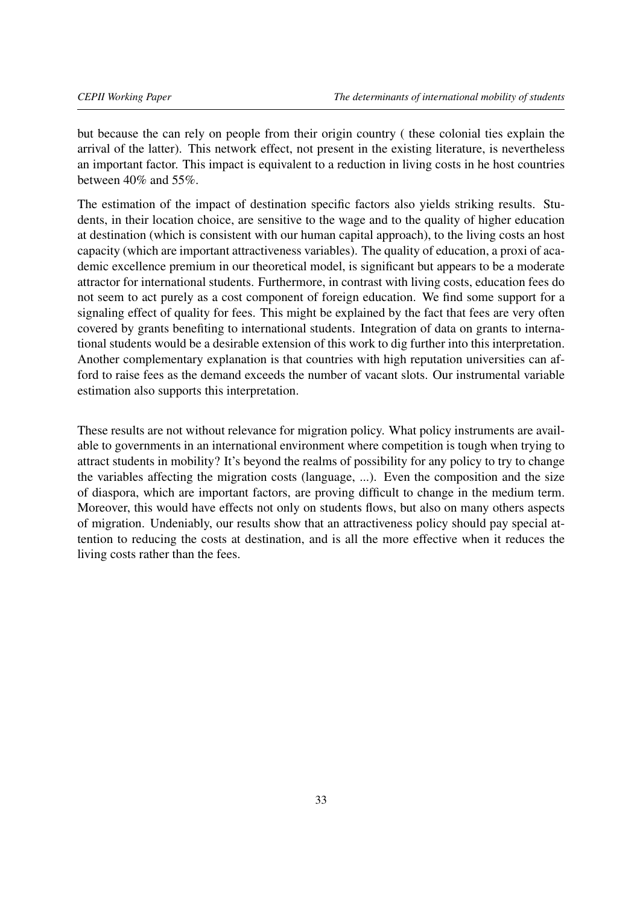but because the can rely on people from their origin country ( these colonial ties explain the arrival of the latter). This network effect, not present in the existing literature, is nevertheless an important factor. This impact is equivalent to a reduction in living costs in he host countries between 40% and 55%.

The estimation of the impact of destination specific factors also yields striking results. Students, in their location choice, are sensitive to the wage and to the quality of higher education at destination (which is consistent with our human capital approach), to the living costs an host capacity (which are important attractiveness variables). The quality of education, a proxi of academic excellence premium in our theoretical model, is significant but appears to be a moderate attractor for international students. Furthermore, in contrast with living costs, education fees do not seem to act purely as a cost component of foreign education. We find some support for a signaling effect of quality for fees. This might be explained by the fact that fees are very often covered by grants benefiting to international students. Integration of data on grants to international students would be a desirable extension of this work to dig further into this interpretation. Another complementary explanation is that countries with high reputation universities can afford to raise fees as the demand exceeds the number of vacant slots. Our instrumental variable estimation also supports this interpretation.

These results are not without relevance for migration policy. What policy instruments are available to governments in an international environment where competition is tough when trying to attract students in mobility? It's beyond the realms of possibility for any policy to try to change the variables affecting the migration costs (language, ...). Even the composition and the size of diaspora, which are important factors, are proving difficult to change in the medium term. Moreover, this would have effects not only on students flows, but also on many others aspects of migration. Undeniably, our results show that an attractiveness policy should pay special attention to reducing the costs at destination, and is all the more effective when it reduces the living costs rather than the fees.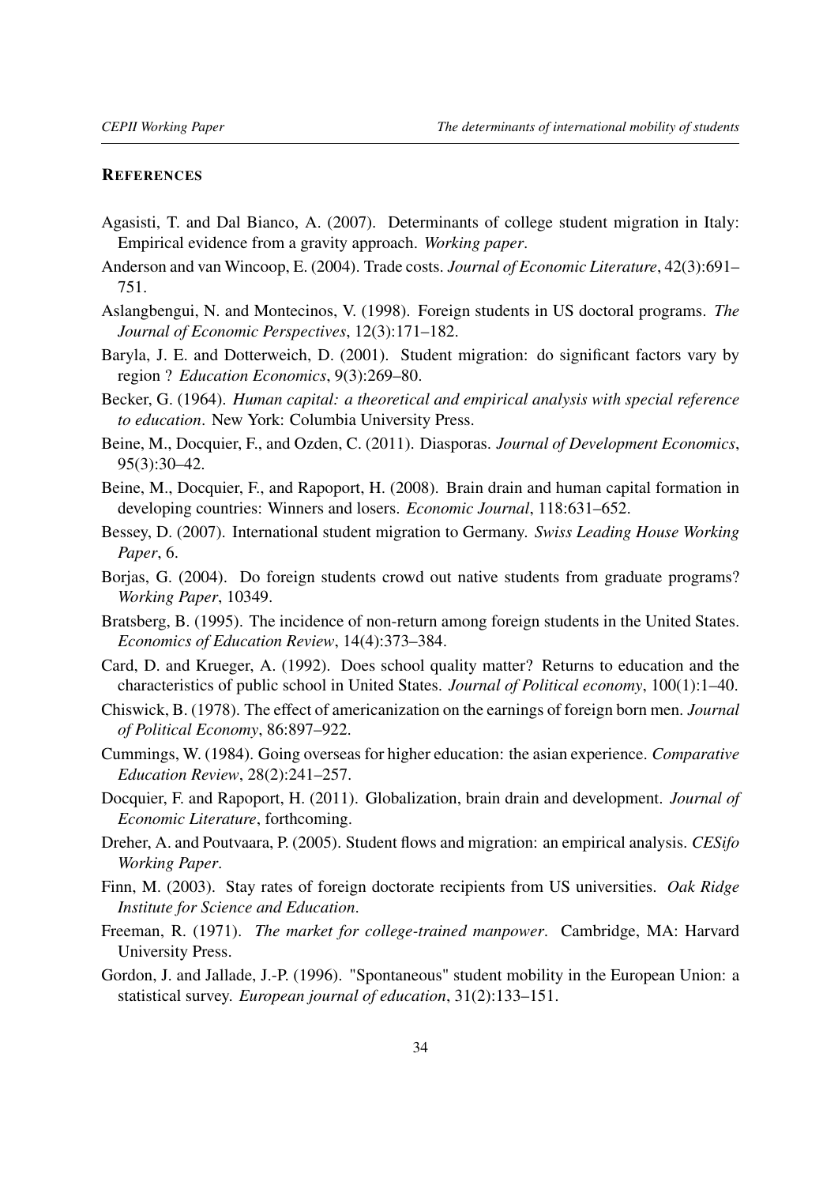## REFERENCES

Agasisti, T. and Dal Bianco, A. (2007). Determinants of college student migration in Italy: Empirical evidence from a gravity approach. *Working paper*.

Anderson and van Wincoop, E. (2004). Trade costs. *Journal of Economic Literature*, 42(3):691–751.

Aslangbengui, N. and Montecinos, V. (1998). Foreign students in US doctoral programs. *The Journal of Economic Perspectives*, 12(3):171–182.

Baryla, J. E. and Dotterweich, D. (2001). Student migration: do significant factors vary by region ? *Education Economics*, 9(3):269–80.

Becker, G. (1964). *Human capital: a theoretical and empirical analysis with special reference to education*. New York: Columbia University Press.

Beine, M., Docquier, F., and Ozden, C. (2011). Diasporas. *Journal of Development Economics*, 95(3):30–42.

Beine, M., Docquier, F., and Rapoport, H. (2008). Brain drain and human capital formation in developing countries: Winners and losers. *Economic Journal*, 118:631–652.

Bessey, D. (2007). International student migration to Germany. *Swiss Leading House Working Paper*, 6.

Borjas, G. (2004). Do foreign students crowd out native students from graduate programs? *Working Paper*, 10349.

Bratsberg, B. (1995). The incidence of non-return among foreign students in the United States. *Economics of Education Review*, 14(4):373–384.

Card, D. and Krueger, A. (1992). Does school quality matter? Returns to education and the characteristics of public school in United States. *Journal of Political economy*, 100(1):1–40.

Chiswick, B. (1978). The effect of americanization on the earnings of foreign born men. *Journal of Political Economy*, 86:897–922.

Cummings, W. (1984). Going overseas for higher education: the asian experience. *Comparative Education Review*, 28(2):241–257.

Docquier, F. and Rapoport, H. (2011). Globalization, brain drain and development. *Journal of Economic Literature*, forthcoming.

Dreher, A. and Poutvaara, P. (2005). Student flows and migration: an empirical analysis. *CESifo Working Paper*.

Finn, M. (2003). Stay rates of foreign doctorate recipients from US universities. *Oak Ridge Institute for Science and Education*.

Freeman, R. (1971). *The market for college-trained manpower*. Cambridge, MA: Harvard University Press.

Gordon, J. and Jallade, J.-P. (1996). "Spontaneous" student mobility in the European Union: a statistical survey. *European journal of education*, 31(2):133–151.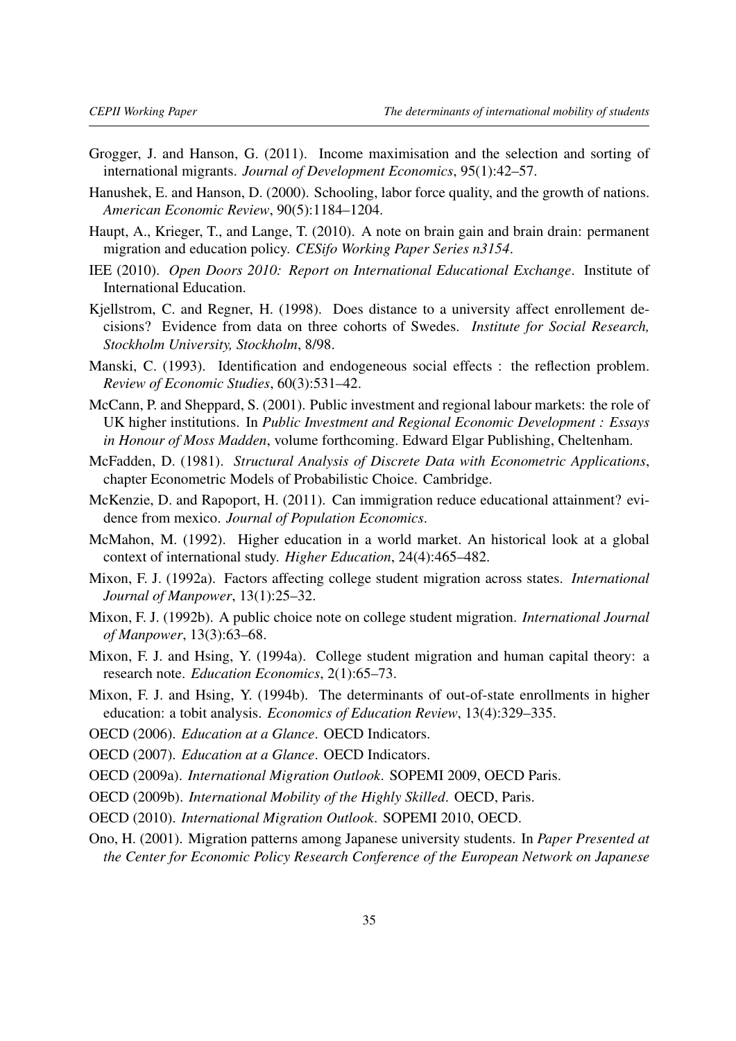Grogger, J. and Hanson, G. (2011). Income maximisation and the selection and sorting of international migrants. *Journal of Development Economics*, 95(1):42–57.

Hanushek, E. and Hanson, D. (2000). Schooling, labor force quality, and the growth of nations. *American Economic Review*, 90(5):1184–1204.

Haupt, A., Krieger, T., and Lange, T. (2010). A note on brain gain and brain drain: permanent migration and education policy. *CESifo Working Paper Series n3154*.

IEE (2010). *Open Doors 2010: Report on International Educational Exchange*. Institute of International Education.

Kjellstrom, C. and Regner, H. (1998). Does distance to a university affect enrollement decisions? Evidence from data on three cohorts of Swedes. *Institute for Social Research, Stockholm University, Stockholm*, 8/98.

Manski, C. (1993). Identification and endogeneous social effects : the reflection problem. *Review of Economic Studies*, 60(3):531–42.

McCann, P. and Sheppard, S. (2001). Public investment and regional labour markets: the role of UK higher institutions. In *Public Investment and Regional Economic Development : Essays in Honour of Moss Madden*, volume forthcoming. Edward Elgar Publishing, Cheltenham.

McFadden, D. (1981). *Structural Analysis of Discrete Data with Econometric Applications*, chapter Econometric Models of Probabilistic Choice. Cambridge.

McKenzie, D. and Rapoport, H. (2011). Can immigration reduce educational attainment? evidence from mexico. *Journal of Population Economics*.

McMahon, M. (1992). Higher education in a world market. An historical look at a global context of international study. *Higher Education*, 24(4):465–482.

Mixon, F. J. (1992a). Factors affecting college student migration across states. *International Journal of Manpower*, 13(1):25–32.

Mixon, F. J. (1992b). A public choice note on college student migration. *International Journal of Manpower*, 13(3):63–68.

Mixon, F. J. and Hsing, Y. (1994a). College student migration and human capital theory: a research note. *Education Economics*, 2(1):65–73.

Mixon, F. J. and Hsing, Y. (1994b). The determinants of out-of-state enrollments in higher education: a tobit analysis. *Economics of Education Review*, 13(4):329–335.

OECD (2006). *Education at a Glance*. OECD Indicators.

OECD (2007). *Education at a Glance*. OECD Indicators.

OECD (2009a). *International Migration Outlook*. SOPEMI 2009, OECD Paris.

OECD (2009b). *International Mobility of the Highly Skilled*. OECD, Paris.

OECD (2010). *International Migration Outlook*. SOPEMI 2010, OECD.

Ono, H. (2001). Migration patterns among Japanese university students. In *Paper Presented at the Center for Economic Policy Research Conference of the European Network on Japanese*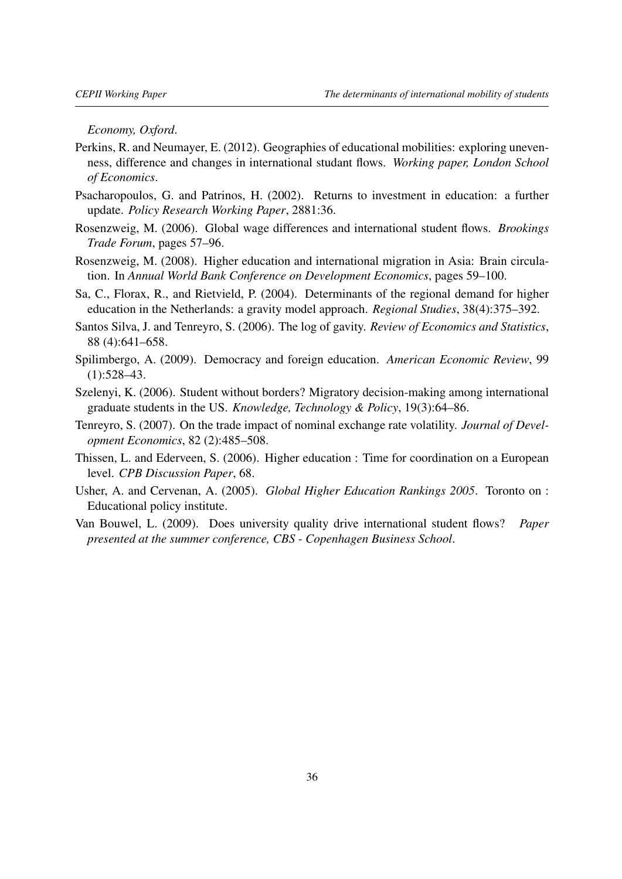*Economy, Oxford*.

Perkins, R. and Neumayer, E. (2012). Geographies of educational mobilities: exploring unevenness, difference and changes in international studant flows. *Working paper, London School of Economics*.

Psacharopoulos, G. and Patrinos, H. (2002). Returns to investment in education: a further update. *Policy Research Working Paper*, 2881:36.

Rosenzweig, M. (2006). Global wage differences and international student flows. *Brookings Trade Forum*, pages 57–96.

Rosenzweig, M. (2008). Higher education and international migration in Asia: Brain circulation. In *Annual World Bank Conference on Development Economics*, pages 59–100.

Sa, C., Florax, R., and Rietvield, P. (2004). Determinants of the regional demand for higher education in the Netherlands: a gravity model approach. *Regional Studies*, 38(4):375–392.

Santos Silva, J. and Tenreyro, S. (2006). The log of gavity. *Review of Economics and Statistics*, 88 (4):641–658.

Spilimbergo, A. (2009). Democracy and foreign education. *American Economic Review*, 99 (1):528–43.

Szelenyi, K. (2006). Student without borders? Migratory decision-making among international graduate students in the US. *Knowledge, Technology & Policy*, 19(3):64–86.

Tenreyro, S. (2007). On the trade impact of nominal exchange rate volatility. *Journal of Development Economics*, 82 (2):485–508.

Thissen, L. and Ederveen, S. (2006). Higher education : Time for coordination on a European level. *CPB Discussion Paper*, 68.

Usher, A. and Cervenan, A. (2005). *Global Higher Education Rankings 2005*. Toronto on : Educational policy institute.

Van Bouwel, L. (2009). Does university quality drive international student flows? *Paper presented at the summer conference, CBS - Copenhagen Business School*.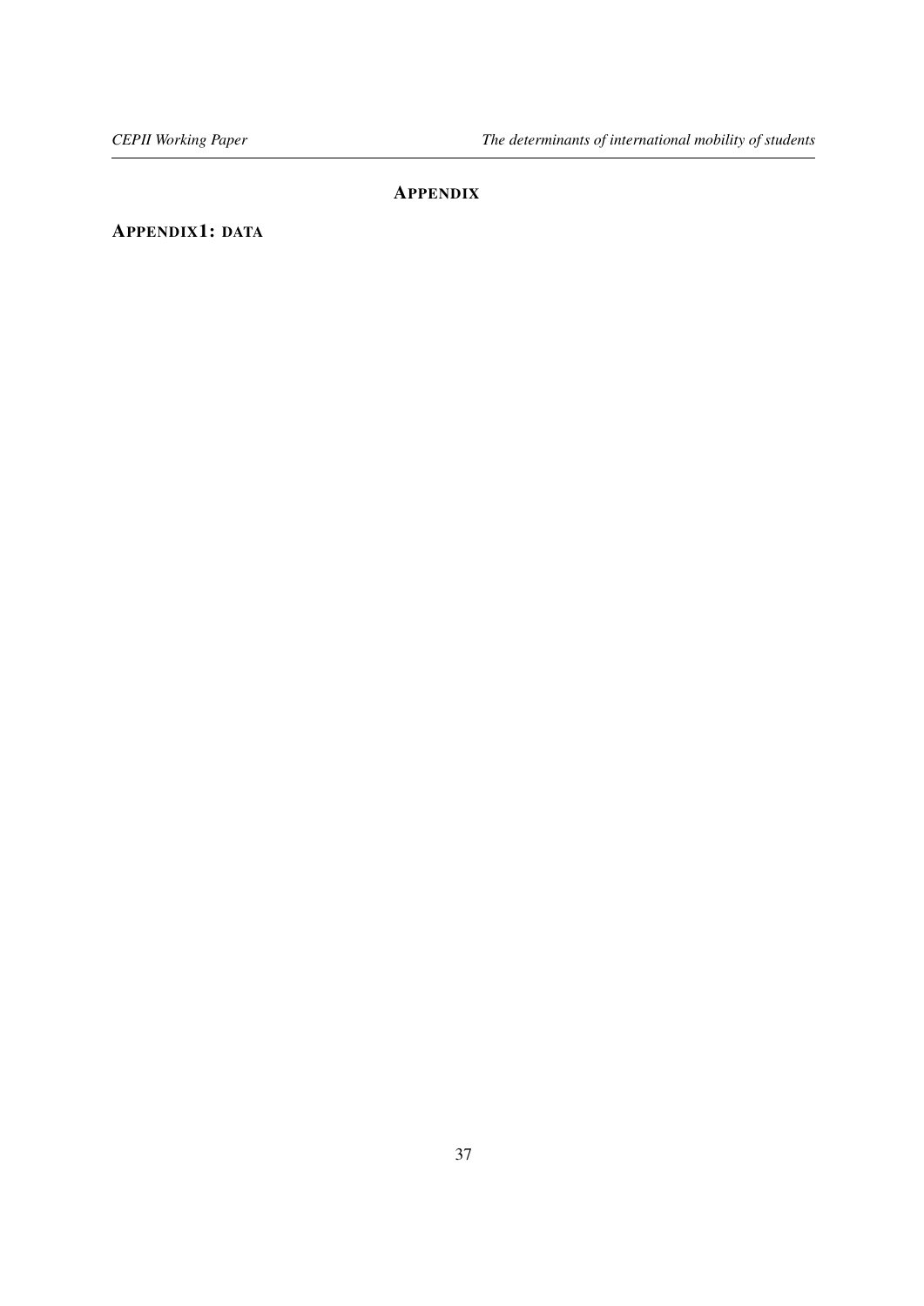# APPENDIX

## APPENDIX1: DATA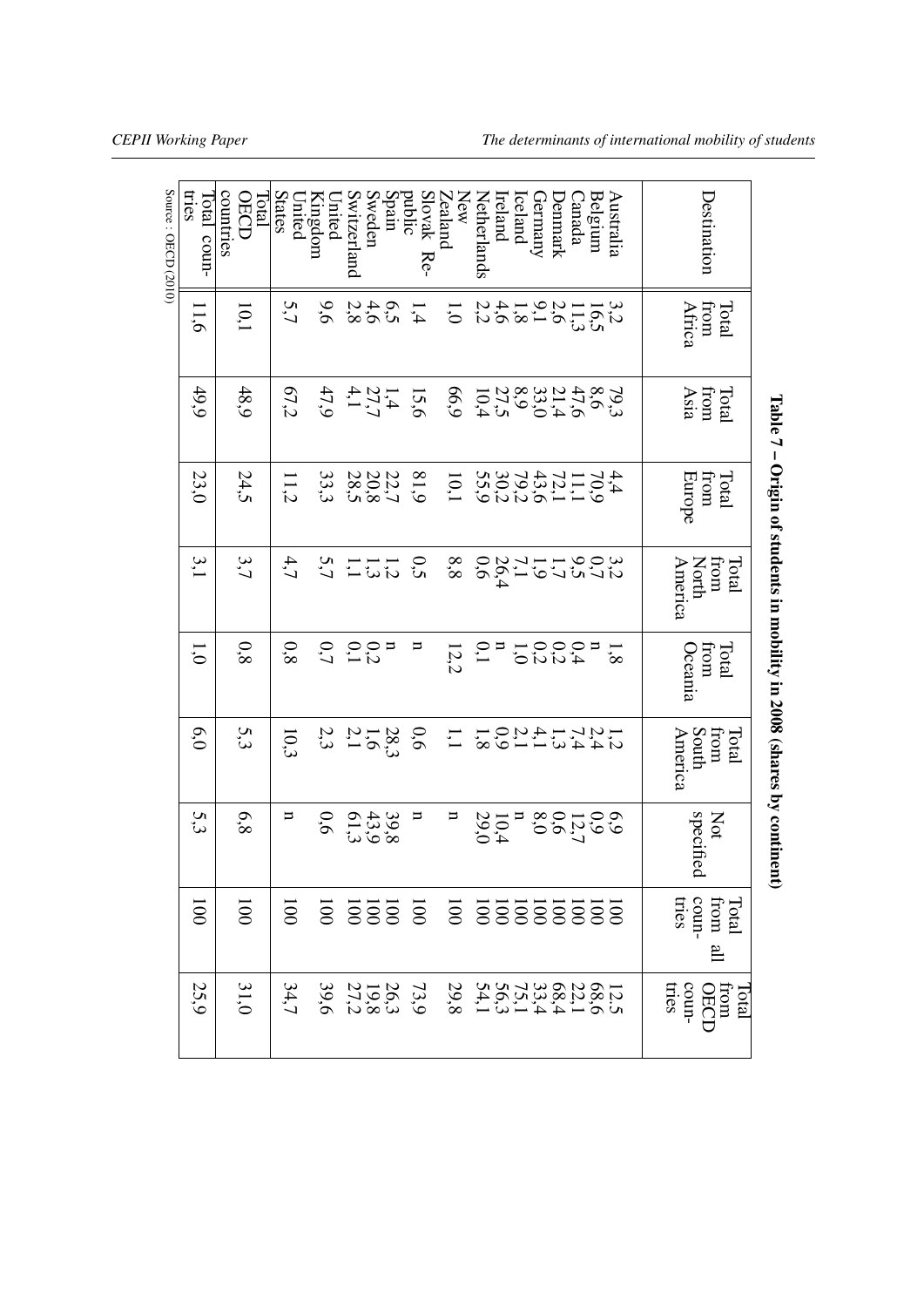**Table 7 – Origin of students in mobility in 2008 (shares by continent)**

| Destination | Total from Africa | Total from Asia | Total from Europe | Total from North America | Total from Oceania | Total from South America | Not specified | Total from all countries | Total from OECD countries |
|---|---|---|---|---|---|---|---|---|---|
| Australia | 3,2 | 79,3 | 4,4 | 3,2 | 1,8 | 1,2 | 6,9 | 100 | 12,5 |
| Belgium | 16,5 | 8,6 | 70,9 | 0,7 | n | 2,4 | 0,9 | 100 | 68,6 |
| Canada | 11,3 | 47,6 | 11,1 | 9,5 | 0,4 | 7,4 | 12,7 | 100 | 22,1 |
| Denmark | 2,6 | 21,4 | 72,1 | 1,7 | 0,2 | 1,3 | 0,6 | 100 | 68,4 |
| Germany | 9,1 | 33,0 | 43,6 | 1,9 | 0,2 | 4,1 | 8,0 | 100 | 33,4 |
| Iceland | 1,8 | 8,9 | 79,2 | 7,1 | 1,0 | 2,1 | n | 100 | 75,1 |
| Ireland | 4,6 | 27,5 | 30,2 | 26,4 | n | 0,9 | 10,4 | 100 | 56,3 |
| Netherlands | 2,2 | 10,4 | 55,9 | 0,6 | 0,1 | 1,8 | 29,0 | 100 | 54,1 |
| New Zealand | 1,0 | 66,9 | 10,1 | 8,8 | 12,2 | 1,1 | n | 100 | 29,8 |
| Slovak Republic | 1,4 | 15,6 | 81,9 | 0,5 | n | 0,6 | n | 100 | 73,9 |
| Spain | 6,5 | 1,4 | 22,7 | 1,2 | n | 28,3 | 39,8 | 100 | 26,3 |
| Sweden | 4,6 | 27,7 | 20,8 | 1,3 | 0,2 | 1,6 | 43,9 | 100 | 19,8 |
| Switzerland | 2,8 | 4,1 | 28,5 | 1,1 | 0,1 | 2,1 | 61,3 | 100 | 27,2 |
| United Kingdom | 9,6 | 47,9 | 33,3 | 5,7 | 0,7 | 2,3 | 0,6 | 100 | 39,6 |
| United States | 5,7 | 67,2 | 11,2 | 4,7 | 0,8 | 10,3 | n | 100 | 34,7 |
| Total OECD countries | 10,1 | 48,9 | 24,5 | 3,7 | 0,8 | 5,3 | 6,8 | 100 | 31,0 |
| Total countries | 11,6 | 49,9 | 23,0 | 3,1 | 1,0 | 6,0 | 5,3 | 100 | 25,9 |

Source : OECD (2010)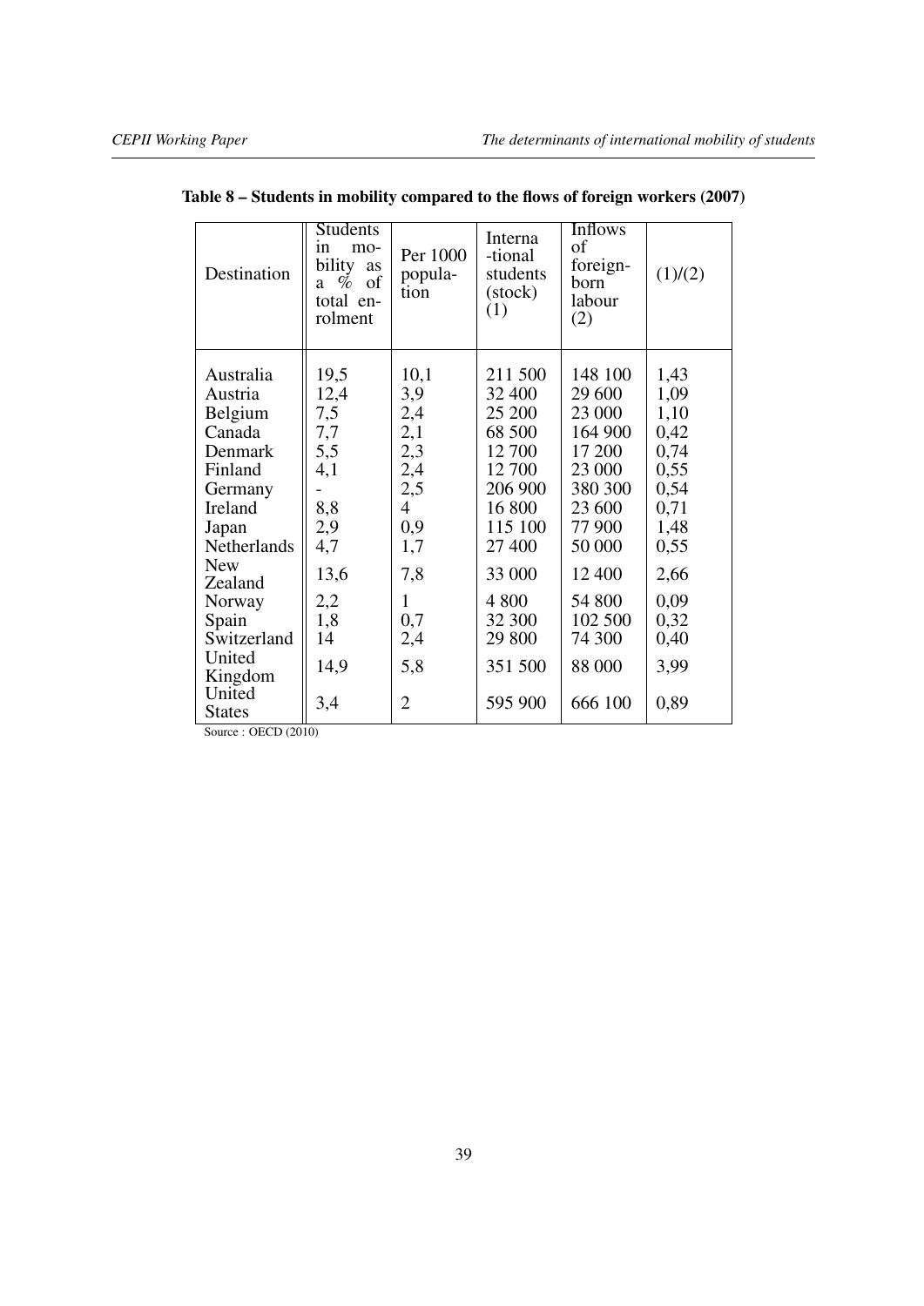**Table 8 – Students in mobility compared to the flows of foreign workers (2007)**

| Destination | Students in mobility as a % of total enrolment | Per 1000 population | International students (stock) (1) | Inflows of foreign-born labour (2) | (1)/(2) |
|---|---|---|---|---|---|
| Australia | 19,5 | 10,1 | 211 500 | 148 100 | 1,43 |
| Austria | 12,4 | 3,9 | 32 400 | 29 600 | 1,09 |
| Belgium | 7,5 | 2,4 | 25 200 | 23 000 | 1,10 |
| Canada | 7,7 | 2,1 | 68 500 | 164 900 | 0,42 |
| Denmark | 5,5 | 2,3 | 12 700 | 17 200 | 0,74 |
| Finland | 4,1 | 2,4 | 12 700 | 23 000 | 0,55 |
| Germany | - | 2,5 | 206 900 | 380 300 | 0,54 |
| Ireland | 8,8 | 4 | 16 800 | 23 600 | 0,71 |
| Japan | 2,9 | 0,9 | 115 100 | 77 900 | 1,48 |
| Netherlands | 4,7 | 1,7 | 27 400 | 50 000 | 0,55 |
| New Zealand | 13,6 | 7,8 | 33 000 | 12 400 | 2,66 |
| Norway | 2,2 | 1 | 4 800 | 54 800 | 0,09 |
| Spain | 1,8 | 0,7 | 32 300 | 102 500 | 0,32 |
| Switzerland | 14 | 2,4 | 29 800 | 74 300 | 0,40 |
| United Kingdom | 14,9 | 5,8 | 351 500 | 88 000 | 3,99 |
| United States | 3,4 | 2 | 595 900 | 666 100 | 0,89 |

Source : OECD (2010)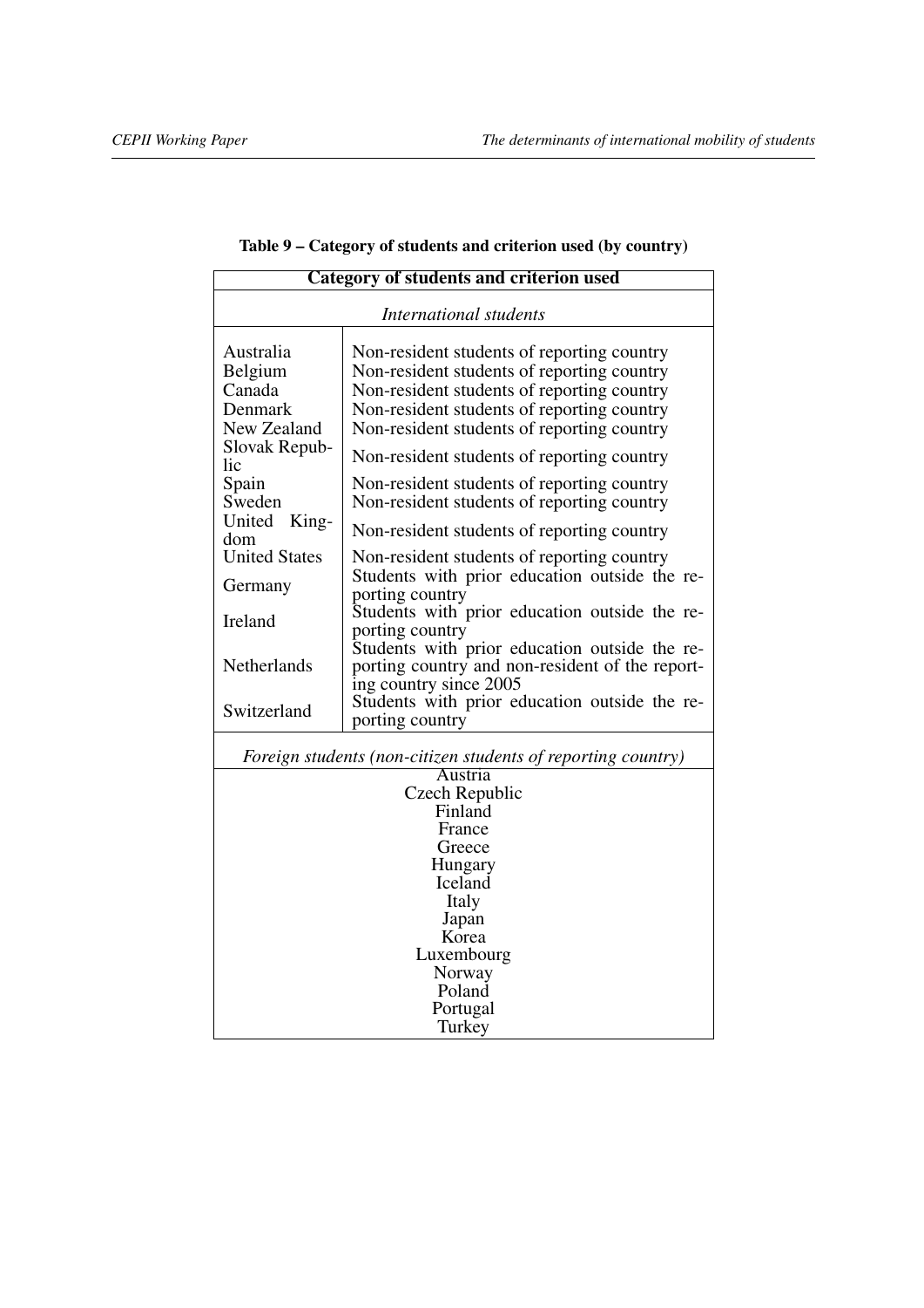**Table 9 – Category of students and criterion used (by country)**

| Category of students and criterion used | |
|---|---|
| *International students* | |
| Australia | Non-resident students of reporting country |
| Belgium | Non-resident students of reporting country |
| Canada | Non-resident students of reporting country |
| Denmark | Non-resident students of reporting country |
| New Zealand | Non-resident students of reporting country |
| Slovak Republic | Non-resident students of reporting country |
| Spain | Non-resident students of reporting country |
| Sweden | Non-resident students of reporting country |
| United Kingdom | Non-resident students of reporting country |
| United States | Non-resident students of reporting country |
| Germany | Students with prior education outside the reporting country |
| Ireland | Students with prior education outside the reporting country |
| Netherlands | Students with prior education outside the reporting country and non-resident of the reporting country since 2005 |
| Switzerland | Students with prior education outside the reporting country |
| *Foreign students (non-citizen students of reporting country)* | |
| Austria | |
| Czech Republic | |
| Finland | |
| France | |
| Greece | |
| Hungary | |
| Iceland | |
| Italy | |
| Japan | |
| Korea | |
| Luxembourg | |
| Norway | |
| Poland | |
| Portugal | |
| Turkey | |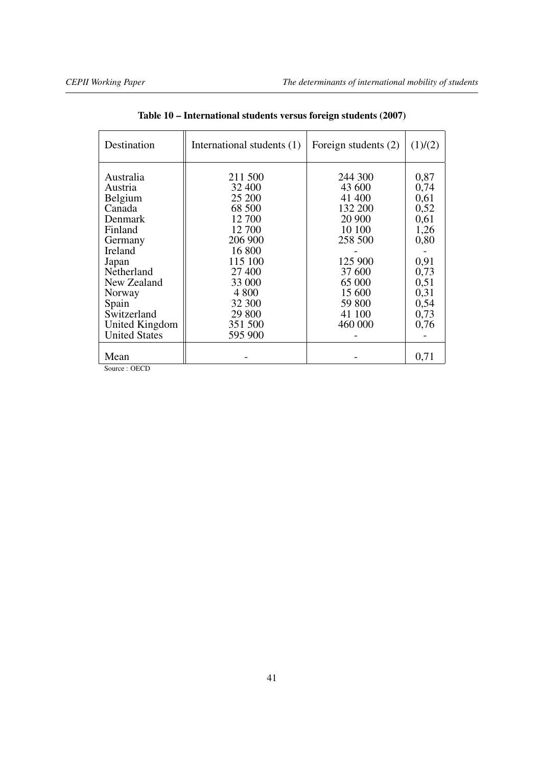**Table 10 – International students versus foreign students (2007)**

| Destination | International students (1) | Foreign students (2) | (1)/(2) |
|---|---|---|---|
| Australia | 211 500 | 244 300 | 0,87 |
| Austria | 32 400 | 43 600 | 0,74 |
| Belgium | 25 200 | 41 400 | 0,61 |
| Canada | 68 500 | 132 200 | 0,52 |
| Denmark | 12 700 | 20 900 | 0,61 |
| Finland | 12 700 | 10 100 | 1,26 |
| Germany | 206 900 | 258 500 | 0,80 |
| Ireland | 16 800 | - | - |
| Japan | 115 100 | 125 900 | 0,91 |
| Netherland | 27 400 | 37 600 | 0,73 |
| New Zealand | 33 000 | 65 000 | 0,51 |
| Norway | 4 800 | 15 600 | 0,31 |
| Spain | 32 300 | 59 800 | 0,54 |
| Switzerland | 29 800 | 41 100 | 0,73 |
| United Kingdom | 351 500 | 460 000 | 0,76 |
| United States | 595 900 | - | - |
| Mean | - | - | 0,71 |

Source : OECD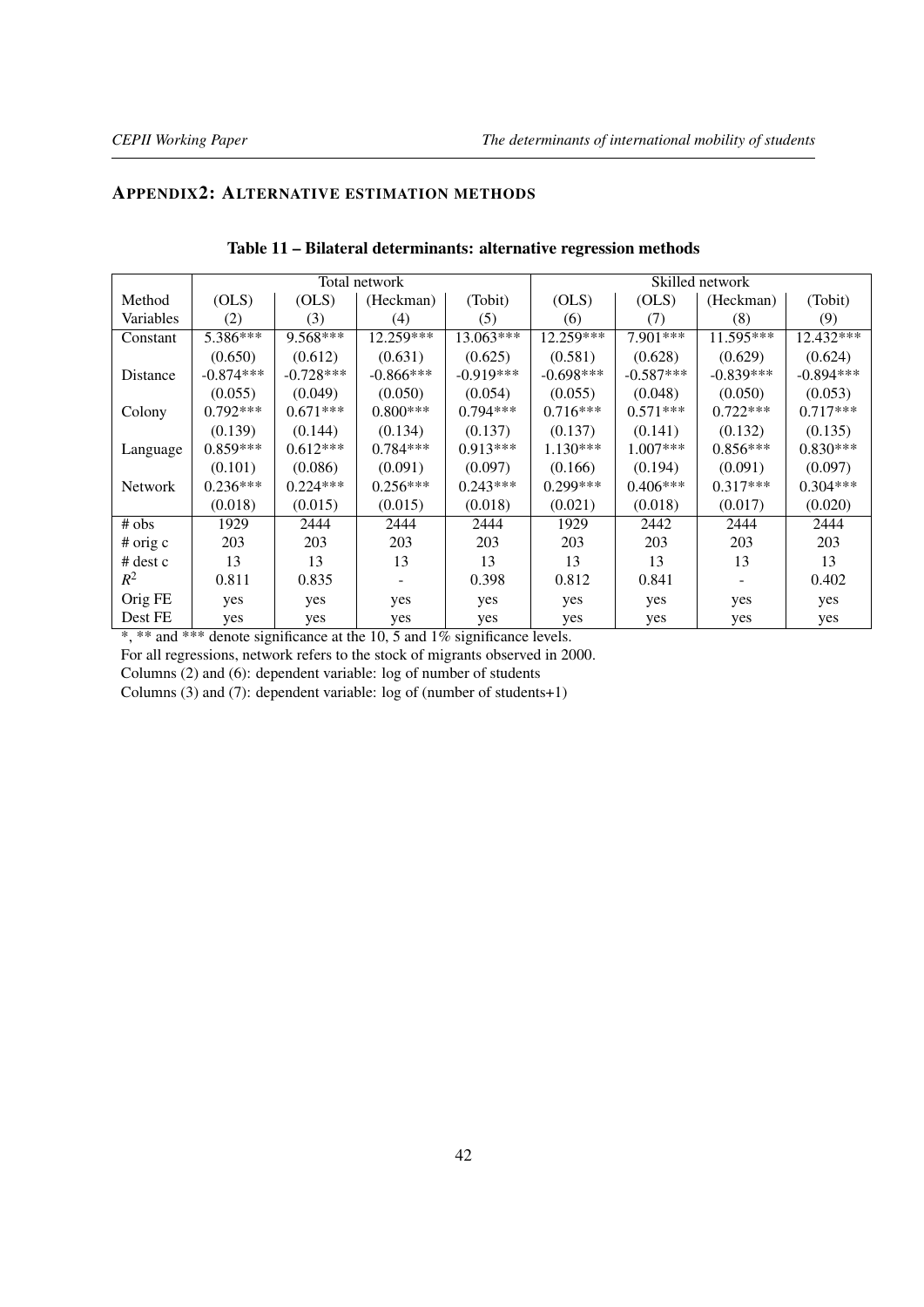## APPENDIX2: ALTERNATIVE ESTIMATION METHODS

**Table 11 – Bilateral determinants: alternative regression methods**

| | Total network | | | | Skilled network | | | |
|---|---|---|---|---|---|---|---|---|
| Method | (OLS) | (OLS) | (Heckman) | (Tobit) | (OLS) | (OLS) | (Heckman) | (Tobit) |
| Variables | (2) | (3) | (4) | (5) | (6) | (7) | (8) | (9) |
| Constant | 5.386*** | 9.568*** | 12.259*** | 13.063*** | 12.259*** | 7.901*** | 11.595*** | 12.432*** |
| | (0.650) | (0.612) | (0.631) | (0.625) | (0.581) | (0.628) | (0.629) | (0.624) |
| Distance | -0.874*** | -0.728*** | -0.866*** | -0.919*** | -0.698*** | -0.587*** | -0.839*** | -0.894*** |
| | (0.055) | (0.049) | (0.050) | (0.054) | (0.055) | (0.048) | (0.050) | (0.053) |
| Colony | 0.792*** | 0.671*** | 0.800*** | 0.794*** | 0.716*** | 0.571*** | 0.722*** | 0.717*** |
| | (0.139) | (0.144) | (0.134) | (0.137) | (0.137) | (0.141) | (0.132) | (0.135) |
| Language | 0.859*** | 0.612*** | 0.784*** | 0.913*** | 1.130*** | 1.007*** | 0.856*** | 0.830*** |
| | (0.101) | (0.086) | (0.091) | (0.097) | (0.166) | (0.194) | (0.091) | (0.097) |
| Network | 0.236*** | 0.224*** | 0.256*** | 0.243*** | 0.299*** | 0.406*** | 0.317*** | 0.304*** |
| | (0.018) | (0.015) | (0.015) | (0.018) | (0.021) | (0.018) | (0.017) | (0.020) |
| # obs | 1929 | 2444 | 2444 | 2444 | 1929 | 2442 | 2444 | 2444 |
| # orig c | 203 | 203 | 203 | 203 | 203 | 203 | 203 | 203 |
| # dest c | 13 | 13 | 13 | 13 | 13 | 13 | 13 | 13 |
| $R^2$ | 0.811 | 0.835 | - | 0.398 | 0.812 | 0.841 | - | 0.402 |
| Orig FE | yes | yes | yes | yes | yes | yes | yes | yes |
| Dest FE | yes | yes | yes | yes | yes | yes | yes | yes |

*, ** and *** denote significance at the 10, 5 and 1% significance levels.

For all regressions, network refers to the stock of migrants observed in 2000.

Columns (2) and (6): dependent variable: log of number of students

Columns (3) and (7): dependent variable: log of (number of students+1)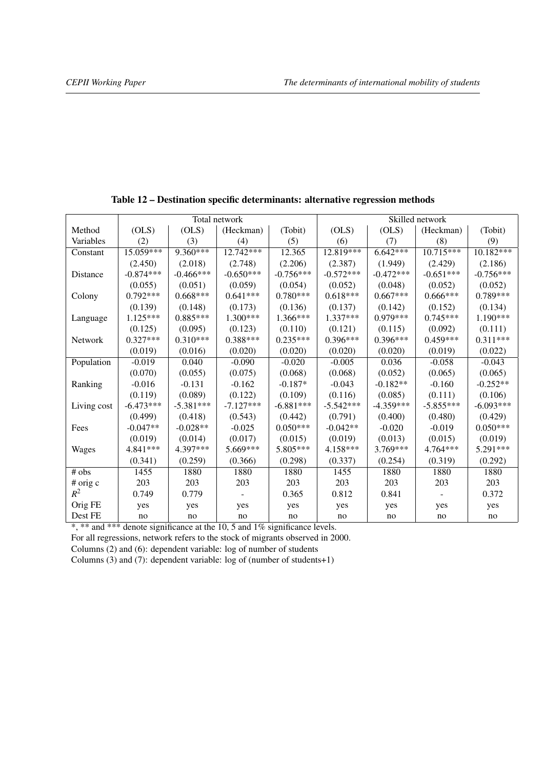**Table 12 – Destination specific determinants: alternative regression methods**

| | Total network | | | | Skilled network | | | |
|---|---|---|---|---|---|---|---|---|
| Method | (OLS) | (OLS) | (Heckman) | (Tobit) | (OLS) | (OLS) | (Heckman) | (Tobit) |
| Variables | (2) | (3) | (4) | (5) | (6) | (7) | (8) | (9) |
| Constant | 15.059*** | 9.360*** | 12.742*** | 12.365 | 12.819*** | 6.642*** | 10.715*** | 10.182*** |
| | (2.450) | (2.018) | (2.748) | (2.206) | (2.387) | (1.949) | (2.429) | (2.186) |
| Distance | -0.874*** | -0.466*** | -0.650*** | -0.756*** | -0.572*** | -0.472*** | -0.651*** | -0.756*** |
| | (0.055) | (0.051) | (0.059) | (0.054) | (0.052) | (0.048) | (0.052) | (0.052) |
| Colony | 0.792*** | 0.668*** | 0.641*** | 0.780*** | 0.618*** | 0.667*** | 0.666*** | 0.789*** |
| | (0.139) | (0.148) | (0.173) | (0.136) | (0.137) | (0.142) | (0.152) | (0.134) |
| Language | 1.125*** | 0.885*** | 1.300*** | 1.366*** | 1.337*** | 0.979*** | 0.745*** | 1.190*** |
| | (0.125) | (0.095) | (0.123) | (0.110) | (0.121) | (0.115) | (0.092) | (0.111) |
| Network | 0.327*** | 0.310*** | 0.388*** | 0.235*** | 0.396*** | 0.396*** | 0.459*** | 0.311*** |
| | (0.019) | (0.016) | (0.020) | (0.020) | (0.020) | (0.020) | (0.019) | (0.022) |
| Population | -0.019 | 0.040 | -0.090 | -0.020 | -0.005 | 0.036 | -0.058 | -0.043 |
| | (0.070) | (0.055) | (0.075) | (0.068) | (0.068) | (0.052) | (0.065) | (0.065) |
| Ranking | -0.016 | -0.131 | -0.162 | -0.187* | -0.043 | -0.182** | -0.160 | -0.252** |
| | (0.119) | (0.089) | (0.122) | (0.109) | (0.116) | (0.085) | (0.111) | (0.106) |
| Living cost | -6.473*** | -5.381*** | -7.127*** | -6.881*** | -5.542*** | -4.359*** | -5.855*** | -6.093*** |
| | (0.499) | (0.418) | (0.543) | (0.442) | (0.791) | (0.400) | (0.480) | (0.429) |
| Fees | -0.047** | -0.028** | -0.025 | 0.050*** | -0.042** | -0.020 | -0.019 | 0.050*** |
| | (0.019) | (0.014) | (0.017) | (0.015) | (0.019) | (0.013) | (0.015) | (0.019) |
| Wages | 4.841*** | 4.397*** | 5.669*** | 5.805*** | 4.158*** | 3.769*** | 4.764*** | 5.291*** |
| | (0.341) | (0.259) | (0.366) | (0.298) | (0.337) | (0.254) | (0.319) | (0.292) |
| # obs | 1455 | 1880 | 1880 | 1880 | 1455 | 1880 | 1880 | 1880 |
| # orig c | 203 | 203 | 203 | 203 | 203 | 203 | 203 | 203 |
| $R^2$ | 0.749 | 0.779 | - | 0.365 | 0.812 | 0.841 | - | 0.372 |
| Orig FE | yes | yes | yes | yes | yes | yes | yes | yes |
| Dest FE | no | no | no | no | no | no | no | no |

*, ** and *** denote significance at the 10, 5 and 1% significance levels.

For all regressions, network refers to the stock of migrants observed in 2000.

Columns (2) and (6): dependent variable: log of number of students

Columns (3) and (7): dependent variable: log of (number of students+1)